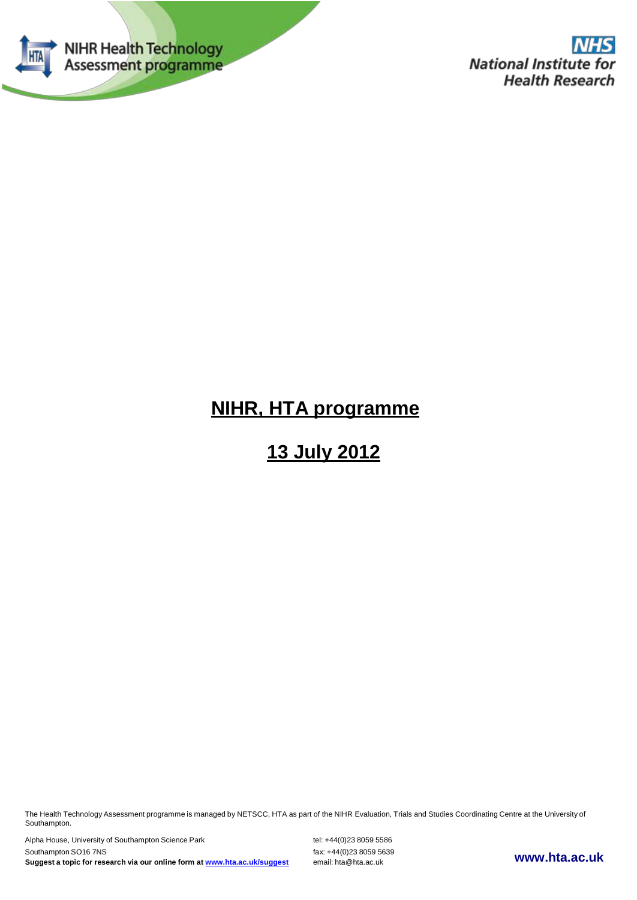NIHR Health Technology Assessment programme

NHS National Institute for Health Research

# NIHR, HTA programme

## 13 July 2012

The Health Technology Assessment programme is managed by NETSCC, HTA as part of the NIHR Evaluation, Trials and Studies Coordinating Centre at the University of Southampton.

Alpha House, University of Southampton Science Park
Southampton SO16 7NS
**Suggest a topic for research via our online form at www.hta.ac.uk/suggest**

tel: +44(0)23 8059 5586
fax: +44(0)23 8059 5639
email: hta@hta.ac.uk

**www.hta.ac.uk**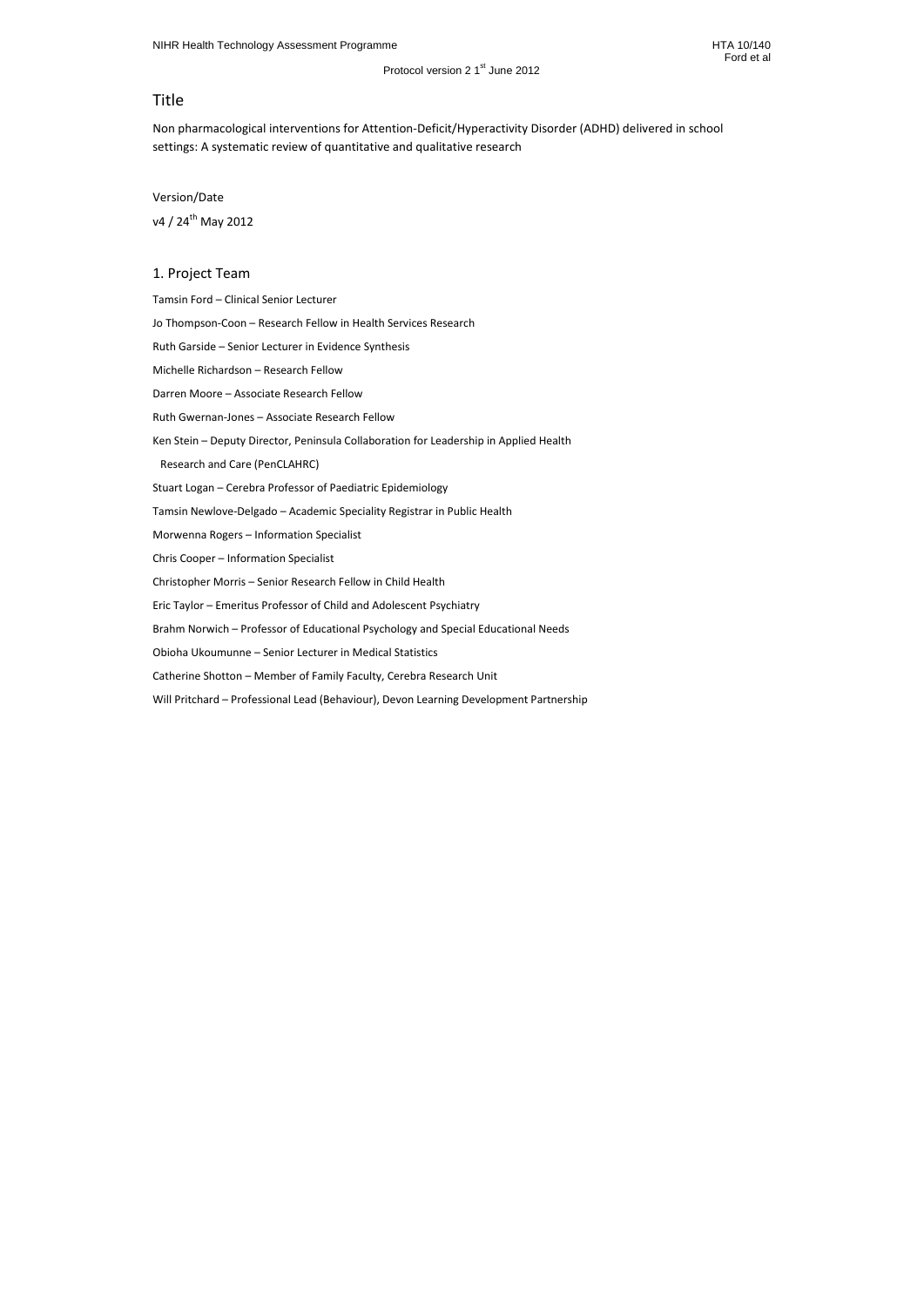## Title

Non pharmacological interventions for Attention-Deficit/Hyperactivity Disorder (ADHD) delivered in school settings: A systematic review of quantitative and qualitative research

Version/Date

v4 / 24th May 2012

## 1. Project Team

Tamsin Ford – Clinical Senior Lecturer

Jo Thompson-Coon – Research Fellow in Health Services Research

Ruth Garside – Senior Lecturer in Evidence Synthesis

Michelle Richardson – Research Fellow

Darren Moore – Associate Research Fellow

Ruth Gwernan-Jones – Associate Research Fellow

Ken Stein – Deputy Director, Peninsula Collaboration for Leadership in Applied Health Research and Care (PenCLAHRC)

Stuart Logan – Cerebra Professor of Paediatric Epidemiology

Tamsin Newlove-Delgado – Academic Speciality Registrar in Public Health

Morwenna Rogers – Information Specialist

Chris Cooper – Information Specialist

Christopher Morris – Senior Research Fellow in Child Health

Eric Taylor – Emeritus Professor of Child and Adolescent Psychiatry

Brahm Norwich – Professor of Educational Psychology and Special Educational Needs

Obioha Ukoumunne – Senior Lecturer in Medical Statistics

Catherine Shotton – Member of Family Faculty, Cerebra Research Unit

Will Pritchard – Professional Lead (Behaviour), Devon Learning Development Partnership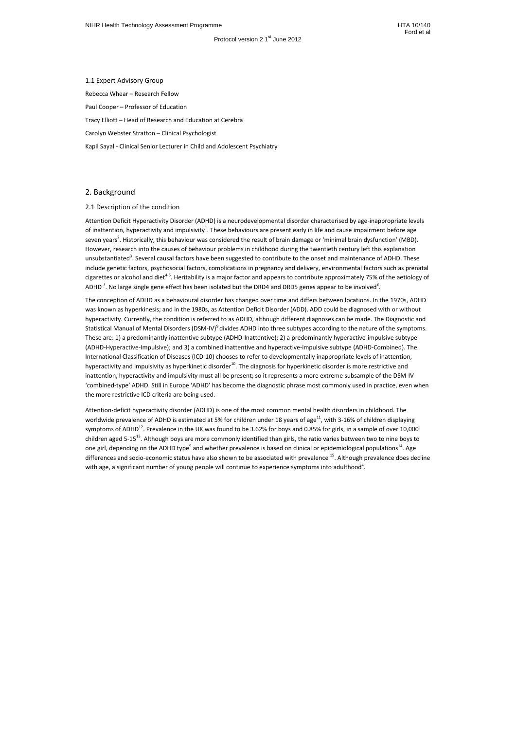### 1.1 Expert Advisory Group

Rebecca Whear – Research Fellow

Paul Cooper – Professor of Education

Tracy Elliott – Head of Research and Education at Cerebra

Carolyn Webster Stratton – Clinical Psychologist

Kapil Sayal - Clinical Senior Lecturer in Child and Adolescent Psychiatry

## 2. Background

### 2.1 Description of the condition

Attention Deficit Hyperactivity Disorder (ADHD) is a neurodevelopmental disorder characterised by age-inappropriate levels of inattention, hyperactivity and impulsivity[1]. These behaviours are present early in life and cause impairment before age seven years[2]. Historically, this behaviour was considered the result of brain damage or 'minimal brain dysfunction' (MBD). However, research into the causes of behaviour problems in childhood during the twentieth century left this explanation unsubstantiated[3]. Several causal factors have been suggested to contribute to the onset and maintenance of ADHD. These include genetic factors, psychosocial factors, complications in pregnancy and delivery, environmental factors such as prenatal cigarettes or alcohol and diet[4-6]. Heritability is a major factor and appears to contribute approximately 75% of the aetiology of ADHD [7]. No large single gene effect has been isolated but the DRD4 and DRD5 genes appear to be involved[8].

The conception of ADHD as a behavioural disorder has changed over time and differs between locations. In the 1970s, ADHD was known as hyperkinesis; and in the 1980s, as Attention Deficit Disorder (ADD). ADD could be diagnosed with or without hyperactivity. Currently, the condition is referred to as ADHD, although different diagnoses can be made. The Diagnostic and Statistical Manual of Mental Disorders (DSM-IV)[9] divides ADHD into three subtypes according to the nature of the symptoms. These are: 1) a predominantly inattentive subtype (ADHD-Inattentive); 2) a predominantly hyperactive-impulsive subtype (ADHD-Hyperactive-Impulsive); and 3) a combined inattentive and hyperactive-impulsive subtype (ADHD-Combined). The International Classification of Diseases (ICD-10) chooses to refer to developmentally inappropriate levels of inattention, hyperactivity and impulsivity as hyperkinetic disorder[10]. The diagnosis for hyperkinetic disorder is more restrictive and inattention, hyperactivity and impulsivity must all be present; so it represents a more extreme subsample of the DSM-IV 'combined-type' ADHD. Still in Europe 'ADHD' has become the diagnostic phrase most commonly used in practice, even when the more restrictive ICD criteria are being used.

Attention-deficit hyperactivity disorder (ADHD) is one of the most common mental health disorders in childhood. The worldwide prevalence of ADHD is estimated at 5% for children under 18 years of age[11], with 3-16% of children displaying symptoms of ADHD[12]. Prevalence in the UK was found to be 3.62% for boys and 0.85% for girls, in a sample of over 10,000 children aged 5-15[13]. Although boys are more commonly identified than girls, the ratio varies between two to nine boys to one girl, depending on the ADHD type[9] and whether prevalence is based on clinical or epidemiological populations[14]. Age differences and socio-economic status have also shown to be associated with prevalence [15]. Although prevalence does decline with age, a significant number of young people will continue to experience symptoms into adulthood[4].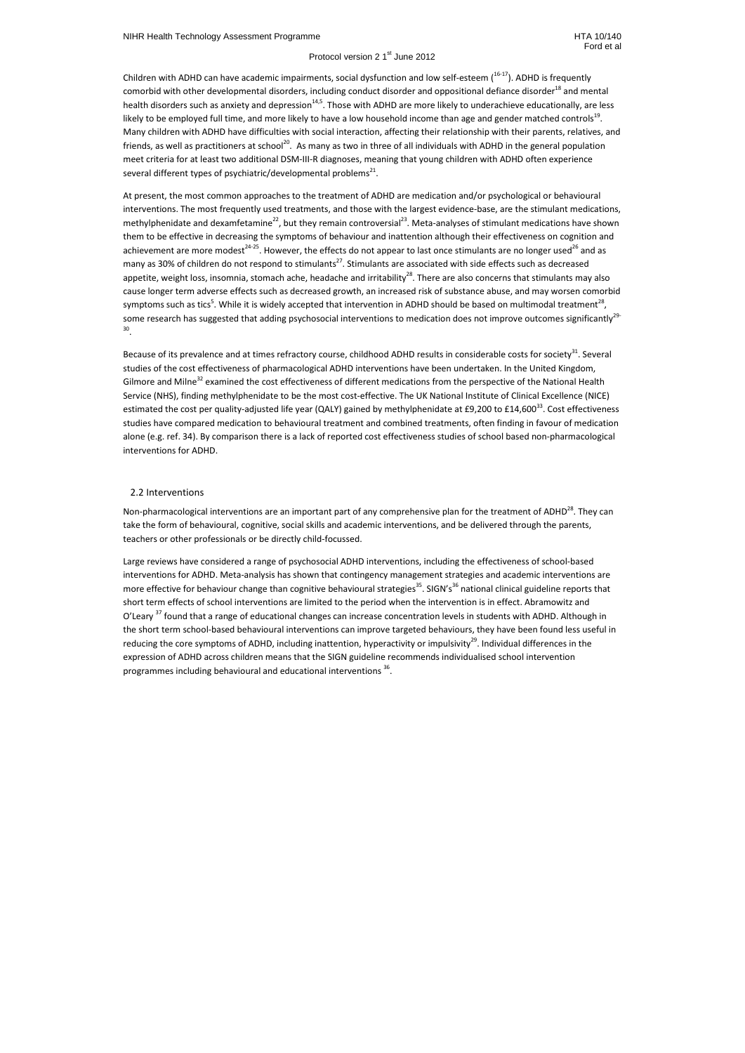Children with ADHD can have academic impairments, social dysfunction and low self-esteem ([16-17]). ADHD is frequently comorbid with other developmental disorders, including conduct disorder and oppositional defiance disorder[18] and mental health disorders such as anxiety and depression[14,5]. Those with ADHD are more likely to underachieve educationally, are less likely to be employed full time, and more likely to have a low household income than age and gender matched controls[19]. Many children with ADHD have difficulties with social interaction, affecting their relationship with their parents, relatives, and friends, as well as practitioners at school[20]. As many as two in three of all individuals with ADHD in the general population meet criteria for at least two additional DSM-III-R diagnoses, meaning that young children with ADHD often experience several different types of psychiatric/developmental problems[21].

At present, the most common approaches to the treatment of ADHD are medication and/or psychological or behavioural interventions. The most frequently used treatments, and those with the largest evidence-base, are the stimulant medications, methylphenidate and dexamfetamine[22], but they remain controversial[23]. Meta-analyses of stimulant medications have shown them to be effective in decreasing the symptoms of behaviour and inattention although their effectiveness on cognition and achievement are more modest[24-25]. However, the effects do not appear to last once stimulants are no longer used[26] and as many as 30% of children do not respond to stimulants[27]. Stimulants are associated with side effects such as decreased appetite, weight loss, insomnia, stomach ache, headache and irritability[28]. There are also concerns that stimulants may also cause longer term adverse effects such as decreased growth, an increased risk of substance abuse, and may worsen comorbid symptoms such as tics[5]. While it is widely accepted that intervention in ADHD should be based on multimodal treatment[28], some research has suggested that adding psychosocial interventions to medication does not improve outcomes significantly[29-30].

Because of its prevalence and at times refractory course, childhood ADHD results in considerable costs for society[31]. Several studies of the cost effectiveness of pharmacological ADHD interventions have been undertaken. In the United Kingdom, Gilmore and Milne[32] examined the cost effectiveness of different medications from the perspective of the National Health Service (NHS), finding methylphenidate to be the most cost-effective. The UK National Institute of Clinical Excellence (NICE) estimated the cost per quality-adjusted life year (QALY) gained by methylphenidate at £9,200 to £14,600[33]. Cost effectiveness studies have compared medication to behavioural treatment and combined treatments, often finding in favour of medication alone (e.g. ref. 34). By comparison there is a lack of reported cost effectiveness studies of school based non-pharmacological interventions for ADHD.

## 2.2 Interventions

Non-pharmacological interventions are an important part of any comprehensive plan for the treatment of ADHD[28]. They can take the form of behavioural, cognitive, social skills and academic interventions, and be delivered through the parents, teachers or other professionals or be directly child-focussed.

Large reviews have considered a range of psychosocial ADHD interventions, including the effectiveness of school-based interventions for ADHD. Meta-analysis has shown that contingency management strategies and academic interventions are more effective for behaviour change than cognitive behavioural strategies[35]. SIGN's[36] national clinical guideline reports that short term effects of school interventions are limited to the period when the intervention is in effect. Abramowitz and O'Leary [37] found that a range of educational changes can increase concentration levels in students with ADHD. Although in the short term school-based behavioural interventions can improve targeted behaviours, they have been found less useful in reducing the core symptoms of ADHD, including inattention, hyperactivity or impulsivity[29]. Individual differences in the expression of ADHD across children means that the SIGN guideline recommends individualised school intervention programmes including behavioural and educational interventions [36].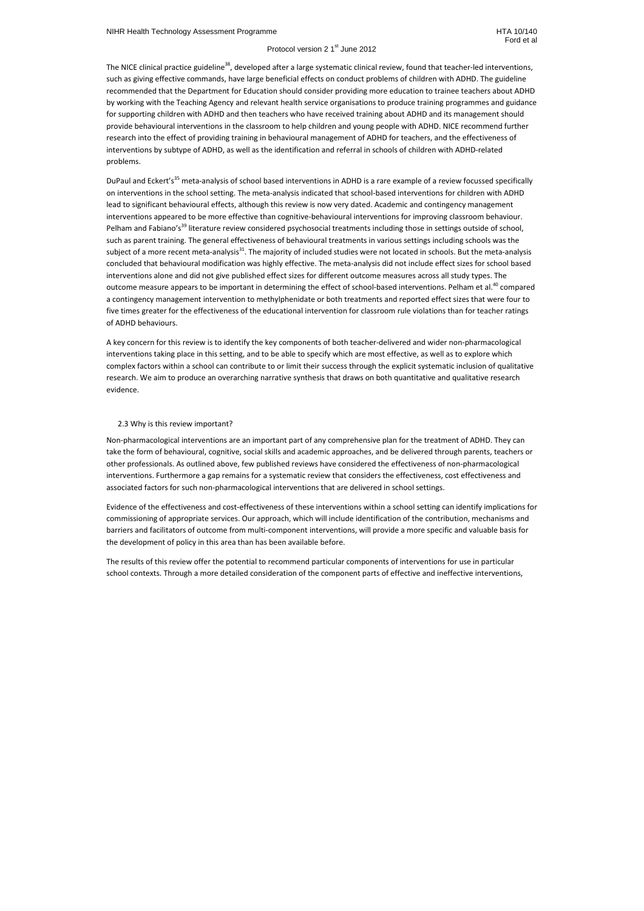The NICE clinical practice guideline[38], developed after a large systematic clinical review, found that teacher-led interventions, such as giving effective commands, have large beneficial effects on conduct problems of children with ADHD. The guideline recommended that the Department for Education should consider providing more education to trainee teachers about ADHD by working with the Teaching Agency and relevant health service organisations to produce training programmes and guidance for supporting children with ADHD and then teachers who have received training about ADHD and its management should provide behavioural interventions in the classroom to help children and young people with ADHD. NICE recommend further research into the effect of providing training in behavioural management of ADHD for teachers, and the effectiveness of interventions by subtype of ADHD, as well as the identification and referral in schools of children with ADHD-related problems.

DuPaul and Eckert's[35] meta-analysis of school based interventions in ADHD is a rare example of a review focussed specifically on interventions in the school setting. The meta-analysis indicated that school-based interventions for children with ADHD lead to significant behavioural effects, although this review is now very dated. Academic and contingency management interventions appeared to be more effective than cognitive-behavioural interventions for improving classroom behaviour. Pelham and Fabiano's[39] literature review considered psychosocial treatments including those in settings outside of school, such as parent training. The general effectiveness of behavioural treatments in various settings including schools was the subject of a more recent meta-analysis[31]. The majority of included studies were not located in schools. But the meta-analysis concluded that behavioural modification was highly effective. The meta-analysis did not include effect sizes for school based interventions alone and did not give published effect sizes for different outcome measures across all study types. The outcome measure appears to be important in determining the effect of school-based interventions. Pelham et al.[40] compared a contingency management intervention to methylphenidate or both treatments and reported effect sizes that were four to five times greater for the effectiveness of the educational intervention for classroom rule violations than for teacher ratings of ADHD behaviours.

A key concern for this review is to identify the key components of both teacher-delivered and wider non-pharmacological interventions taking place in this setting, and to be able to specify which are most effective, as well as to explore which complex factors within a school can contribute to or limit their success through the explicit systematic inclusion of qualitative research. We aim to produce an overarching narrative synthesis that draws on both quantitative and qualitative research evidence.

### 2.3 Why is this review important?

Non-pharmacological interventions are an important part of any comprehensive plan for the treatment of ADHD. They can take the form of behavioural, cognitive, social skills and academic approaches, and be delivered through parents, teachers or other professionals. As outlined above, few published reviews have considered the effectiveness of non-pharmacological interventions. Furthermore a gap remains for a systematic review that considers the effectiveness, cost effectiveness and associated factors for such non-pharmacological interventions that are delivered in school settings.

Evidence of the effectiveness and cost-effectiveness of these interventions within a school setting can identify implications for commissioning of appropriate services. Our approach, which will include identification of the contribution, mechanisms and barriers and facilitators of outcome from multi-component interventions, will provide a more specific and valuable basis for the development of policy in this area than has been available before.

The results of this review offer the potential to recommend particular components of interventions for use in particular school contexts. Through a more detailed consideration of the component parts of effective and ineffective interventions,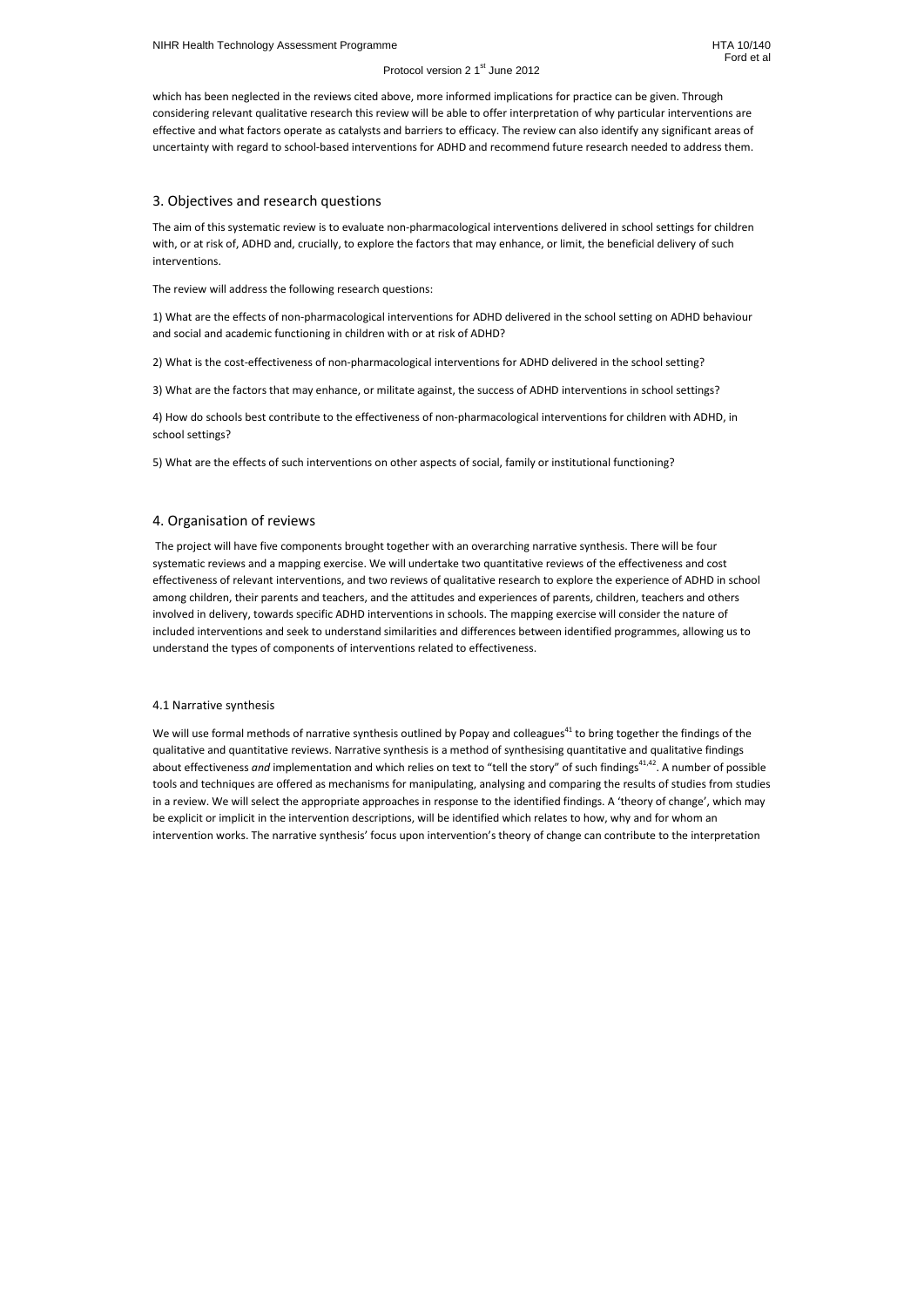which has been neglected in the reviews cited above, more informed implications for practice can be given. Through considering relevant qualitative research this review will be able to offer interpretation of why particular interventions are effective and what factors operate as catalysts and barriers to efficacy. The review can also identify any significant areas of uncertainty with regard to school-based interventions for ADHD and recommend future research needed to address them.

## 3. Objectives and research questions

The aim of this systematic review is to evaluate non-pharmacological interventions delivered in school settings for children with, or at risk of, ADHD and, crucially, to explore the factors that may enhance, or limit, the beneficial delivery of such interventions.

The review will address the following research questions:

1) What are the effects of non-pharmacological interventions for ADHD delivered in the school setting on ADHD behaviour and social and academic functioning in children with or at risk of ADHD?

2) What is the cost-effectiveness of non-pharmacological interventions for ADHD delivered in the school setting?

3) What are the factors that may enhance, or militate against, the success of ADHD interventions in school settings?

4) How do schools best contribute to the effectiveness of non-pharmacological interventions for children with ADHD, in school settings?

5) What are the effects of such interventions on other aspects of social, family or institutional functioning?

## 4. Organisation of reviews

The project will have five components brought together with an overarching narrative synthesis. There will be four systematic reviews and a mapping exercise. We will undertake two quantitative reviews of the effectiveness and cost effectiveness of relevant interventions, and two reviews of qualitative research to explore the experience of ADHD in school among children, their parents and teachers, and the attitudes and experiences of parents, children, teachers and others involved in delivery, towards specific ADHD interventions in schools. The mapping exercise will consider the nature of included interventions and seek to understand similarities and differences between identified programmes, allowing us to understand the types of components of interventions related to effectiveness.

### 4.1 Narrative synthesis

We will use formal methods of narrative synthesis outlined by Popay and colleagues[41] to bring together the findings of the qualitative and quantitative reviews. Narrative synthesis is a method of synthesising quantitative and qualitative findings about effectiveness *and* implementation and which relies on text to "tell the story" of such findings[41,42]. A number of possible tools and techniques are offered as mechanisms for manipulating, analysing and comparing the results of studies from studies in a review. We will select the appropriate approaches in response to the identified findings. A 'theory of change', which may be explicit or implicit in the intervention descriptions, will be identified which relates to how, why and for whom an intervention works. The narrative synthesis' focus upon intervention's theory of change can contribute to the interpretation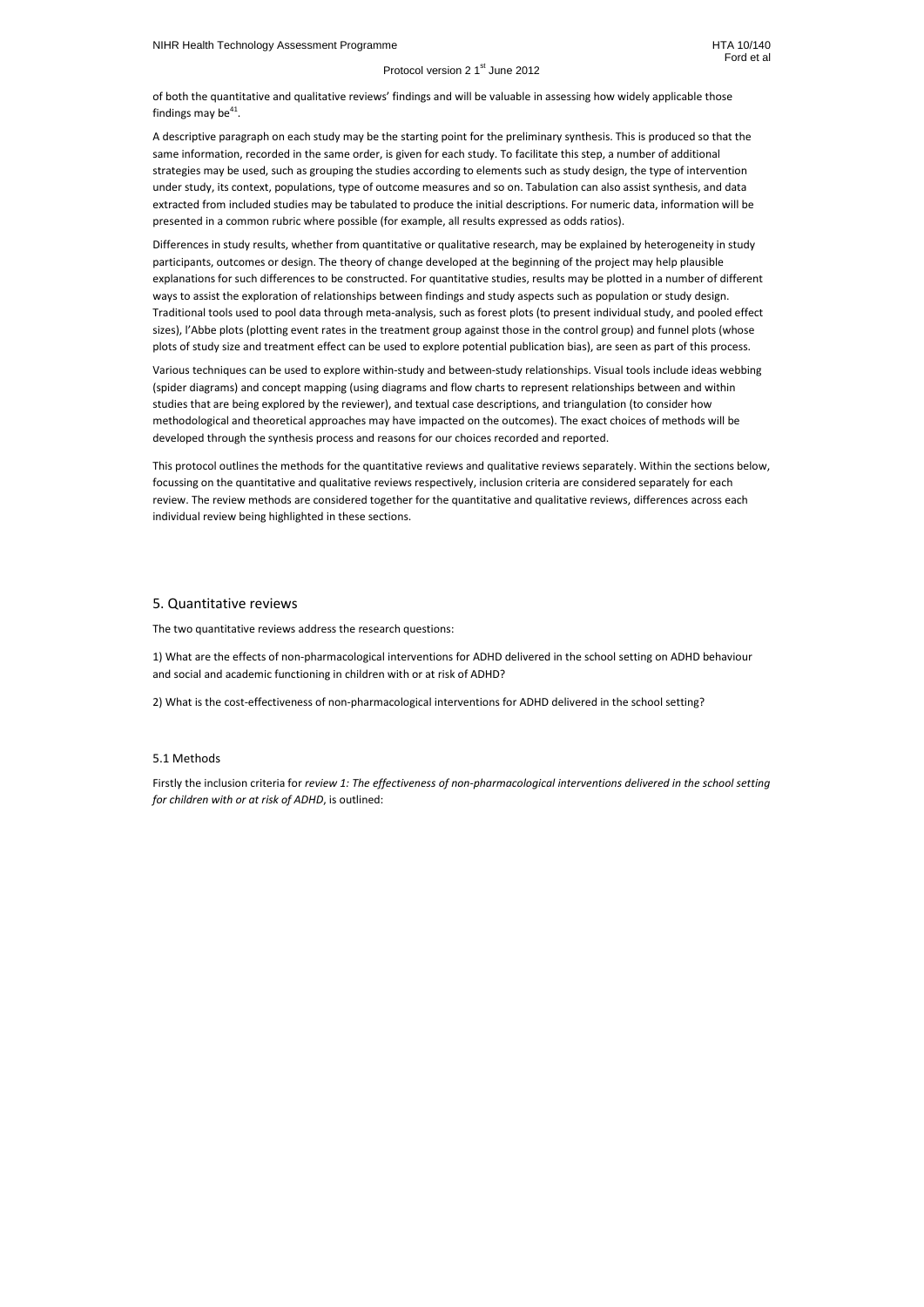of both the quantitative and qualitative reviews' findings and will be valuable in assessing how widely applicable those findings may be[41].

A descriptive paragraph on each study may be the starting point for the preliminary synthesis. This is produced so that the same information, recorded in the same order, is given for each study. To facilitate this step, a number of additional strategies may be used, such as grouping the studies according to elements such as study design, the type of intervention under study, its context, populations, type of outcome measures and so on. Tabulation can also assist synthesis, and data extracted from included studies may be tabulated to produce the initial descriptions. For numeric data, information will be presented in a common rubric where possible (for example, all results expressed as odds ratios).

Differences in study results, whether from quantitative or qualitative research, may be explained by heterogeneity in study participants, outcomes or design. The theory of change developed at the beginning of the project may help plausible explanations for such differences to be constructed. For quantitative studies, results may be plotted in a number of different ways to assist the exploration of relationships between findings and study aspects such as population or study design. Traditional tools used to pool data through meta-analysis, such as forest plots (to present individual study, and pooled effect sizes), l'Abbe plots (plotting event rates in the treatment group against those in the control group) and funnel plots (whose plots of study size and treatment effect can be used to explore potential publication bias), are seen as part of this process.

Various techniques can be used to explore within-study and between-study relationships. Visual tools include ideas webbing (spider diagrams) and concept mapping (using diagrams and flow charts to represent relationships between and within studies that are being explored by the reviewer), and textual case descriptions, and triangulation (to consider how methodological and theoretical approaches may have impacted on the outcomes). The exact choices of methods will be developed through the synthesis process and reasons for our choices recorded and reported.

This protocol outlines the methods for the quantitative reviews and qualitative reviews separately. Within the sections below, focussing on the quantitative and qualitative reviews respectively, inclusion criteria are considered separately for each review. The review methods are considered together for the quantitative and qualitative reviews, differences across each individual review being highlighted in these sections.

## 5. Quantitative reviews

The two quantitative reviews address the research questions:

1) What are the effects of non-pharmacological interventions for ADHD delivered in the school setting on ADHD behaviour and social and academic functioning in children with or at risk of ADHD?

2) What is the cost-effectiveness of non-pharmacological interventions for ADHD delivered in the school setting?

### 5.1 Methods

Firstly the inclusion criteria for *review 1: The effectiveness of non-pharmacological interventions delivered in the school setting for children with or at risk of ADHD*, is outlined: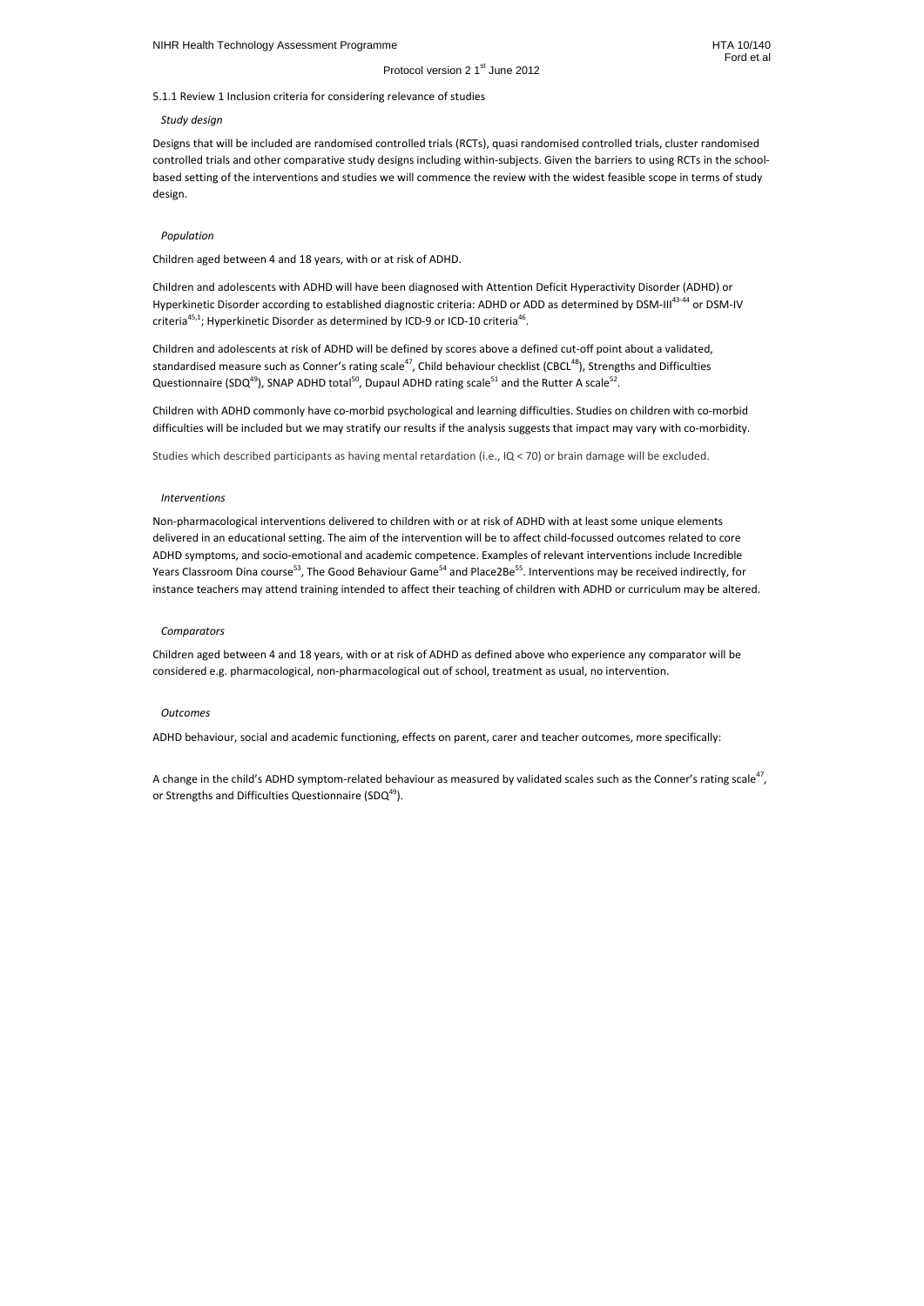5.1.1 Review 1 Inclusion criteria for considering relevance of studies

*Study design*

Designs that will be included are randomised controlled trials (RCTs), quasi randomised controlled trials, cluster randomised controlled trials and other comparative study designs including within-subjects. Given the barriers to using RCTs in the school-based setting of the interventions and studies we will commence the review with the widest feasible scope in terms of study design.

*Population*

Children aged between 4 and 18 years, with or at risk of ADHD.

Children and adolescents with ADHD will have been diagnosed with Attention Deficit Hyperactivity Disorder (ADHD) or Hyperkinetic Disorder according to established diagnostic criteria: ADHD or ADD as determined by DSM-III[43-44] or DSM-IV criteria[45,1]; Hyperkinetic Disorder as determined by ICD-9 or ICD-10 criteria[46].

Children and adolescents at risk of ADHD will be defined by scores above a defined cut-off point about a validated, standardised measure such as Conner's rating scale[47], Child behaviour checklist (CBCL[48]), Strengths and Difficulties Questionnaire (SDQ[49]), SNAP ADHD total[50], Dupaul ADHD rating scale[51] and the Rutter A scale[52].

Children with ADHD commonly have co-morbid psychological and learning difficulties. Studies on children with co-morbid difficulties will be included but we may stratify our results if the analysis suggests that impact may vary with co-morbidity.

Studies which described participants as having mental retardation (i.e., IQ < 70) or brain damage will be excluded.

*Interventions*

Non-pharmacological interventions delivered to children with or at risk of ADHD with at least some unique elements delivered in an educational setting. The aim of the intervention will be to affect child-focussed outcomes related to core ADHD symptoms, and socio-emotional and academic competence. Examples of relevant interventions include Incredible Years Classroom Dina course[53], The Good Behaviour Game[54] and Place2Be[55]. Interventions may be received indirectly, for instance teachers may attend training intended to affect their teaching of children with ADHD or curriculum may be altered.

*Comparators*

Children aged between 4 and 18 years, with or at risk of ADHD as defined above who experience any comparator will be considered e.g. pharmacological, non-pharmacological out of school, treatment as usual, no intervention.

*Outcomes*

ADHD behaviour, social and academic functioning, effects on parent, carer and teacher outcomes, more specifically:

A change in the child's ADHD symptom-related behaviour as measured by validated scales such as the Conner's rating scale[47], or Strengths and Difficulties Questionnaire (SDQ[49]).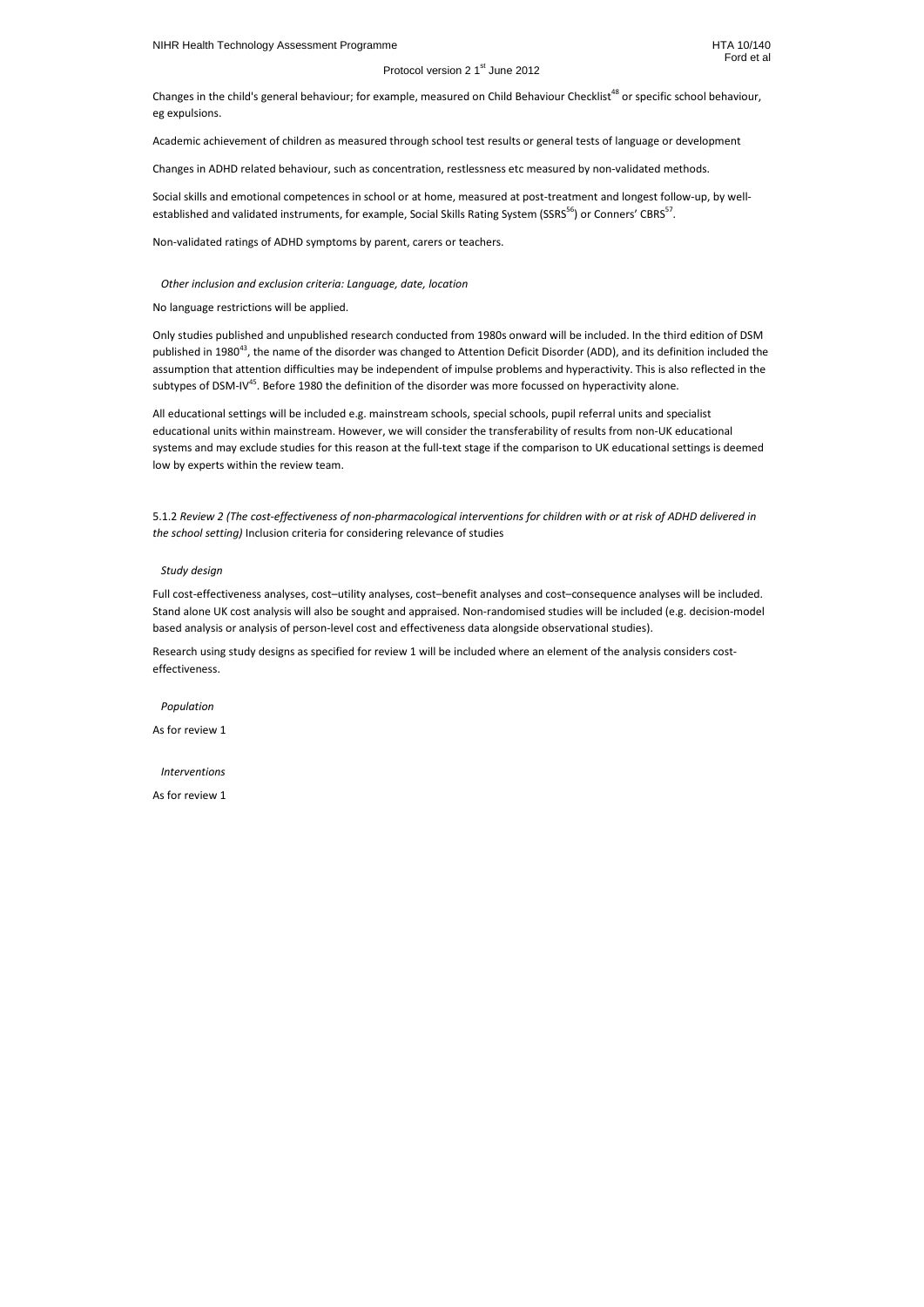Changes in the child's general behaviour; for example, measured on Child Behaviour Checklist[48] or specific school behaviour, eg expulsions.

Academic achievement of children as measured through school test results or general tests of language or development

Changes in ADHD related behaviour, such as concentration, restlessness etc measured by non-validated methods.

Social skills and emotional competences in school or at home, measured at post-treatment and longest follow-up, by well-established and validated instruments, for example, Social Skills Rating System (SSRS[56]) or Conners' CBRS[57].

Non-validated ratings of ADHD symptoms by parent, carers or teachers.

*Other inclusion and exclusion criteria: Language, date, location*

No language restrictions will be applied.

Only studies published and unpublished research conducted from 1980s onward will be included. In the third edition of DSM published in 1980[43], the name of the disorder was changed to Attention Deficit Disorder (ADD), and its definition included the assumption that attention difficulties may be independent of impulse problems and hyperactivity. This is also reflected in the subtypes of DSM-IV[45]. Before 1980 the definition of the disorder was more focussed on hyperactivity alone.

All educational settings will be included e.g. mainstream schools, special schools, pupil referral units and specialist educational units within mainstream. However, we will consider the transferability of results from non-UK educational systems and may exclude studies for this reason at the full-text stage if the comparison to UK educational settings is deemed low by experts within the review team.

5.1.2 *Review 2 (The cost-effectiveness of non-pharmacological interventions for children with or at risk of ADHD delivered in the school setting)* Inclusion criteria for considering relevance of studies

*Study design*

Full cost-effectiveness analyses, cost–utility analyses, cost–benefit analyses and cost–consequence analyses will be included. Stand alone UK cost analysis will also be sought and appraised. Non-randomised studies will be included (e.g. decision-model based analysis or analysis of person-level cost and effectiveness data alongside observational studies).

Research using study designs as specified for review 1 will be included where an element of the analysis considers cost-effectiveness.

*Population*

As for review 1

*Interventions*

As for review 1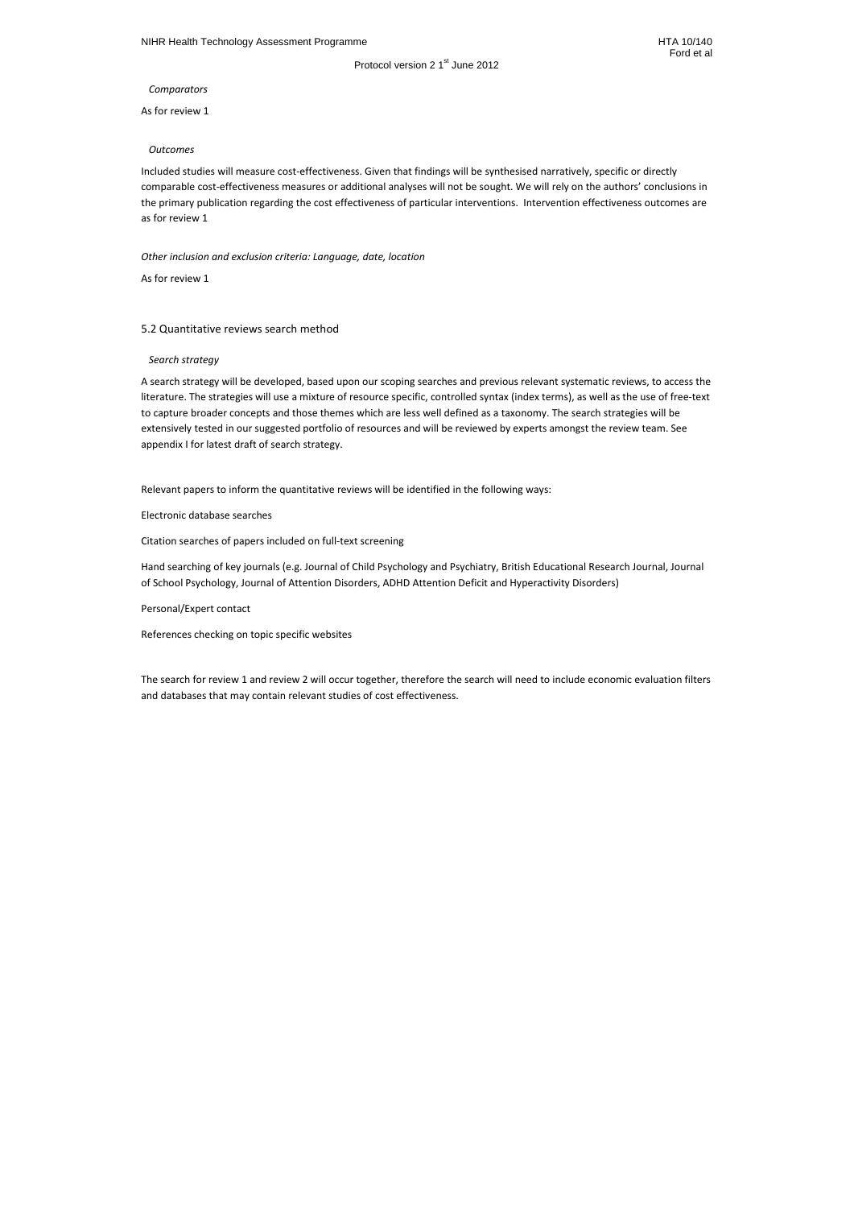*Comparators*

As for review 1

*Outcomes*

Included studies will measure cost-effectiveness. Given that findings will be synthesised narratively, specific or directly comparable cost-effectiveness measures or additional analyses will not be sought. We will rely on the authors' conclusions in the primary publication regarding the cost effectiveness of particular interventions. Intervention effectiveness outcomes are as for review 1

*Other inclusion and exclusion criteria: Language, date, location*

As for review 1

### 5.2 Quantitative reviews search method

*Search strategy*

A search strategy will be developed, based upon our scoping searches and previous relevant systematic reviews, to access the literature. The strategies will use a mixture of resource specific, controlled syntax (index terms), as well as the use of free-text to capture broader concepts and those themes which are less well defined as a taxonomy. The search strategies will be extensively tested in our suggested portfolio of resources and will be reviewed by experts amongst the review team. See appendix I for latest draft of search strategy.

Relevant papers to inform the quantitative reviews will be identified in the following ways:

Electronic database searches

Citation searches of papers included on full-text screening

Hand searching of key journals (e.g. Journal of Child Psychology and Psychiatry, British Educational Research Journal, Journal of School Psychology, Journal of Attention Disorders, ADHD Attention Deficit and Hyperactivity Disorders)

Personal/Expert contact

References checking on topic specific websites

The search for review 1 and review 2 will occur together, therefore the search will need to include economic evaluation filters and databases that may contain relevant studies of cost effectiveness.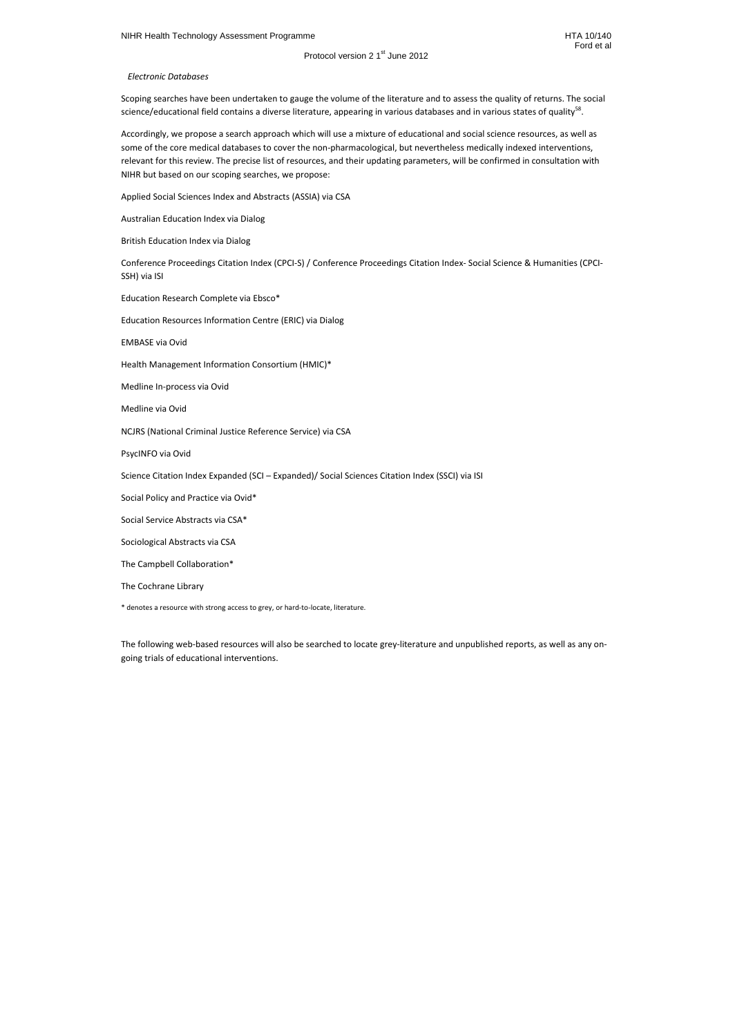*Electronic Databases*

Scoping searches have been undertaken to gauge the volume of the literature and to assess the quality of returns. The social science/educational field contains a diverse literature, appearing in various databases and in various states of quality[58].

Accordingly, we propose a search approach which will use a mixture of educational and social science resources, as well as some of the core medical databases to cover the non-pharmacological, but nevertheless medically indexed interventions, relevant for this review. The precise list of resources, and their updating parameters, will be confirmed in consultation with NIHR but based on our scoping searches, we propose:

Applied Social Sciences Index and Abstracts (ASSIA) via CSA

Australian Education Index via Dialog

British Education Index via Dialog

Conference Proceedings Citation Index (CPCI-S) / Conference Proceedings Citation Index- Social Science & Humanities (CPCI-SSH) via ISI

Education Research Complete via Ebsco*

Education Resources Information Centre (ERIC) via Dialog

EMBASE via Ovid

Health Management Information Consortium (HMIC)*

Medline In-process via Ovid

Medline via Ovid

NCJRS (National Criminal Justice Reference Service) via CSA

PsycINFO via Ovid

Science Citation Index Expanded (SCI – Expanded)/ Social Sciences Citation Index (SSCI) via ISI

Social Policy and Practice via Ovid*

Social Service Abstracts via CSA*

Sociological Abstracts via CSA

The Campbell Collaboration*

The Cochrane Library

* denotes a resource with strong access to grey, or hard-to-locate, literature.

The following web-based resources will also be searched to locate grey-literature and unpublished reports, as well as any on-going trials of educational interventions.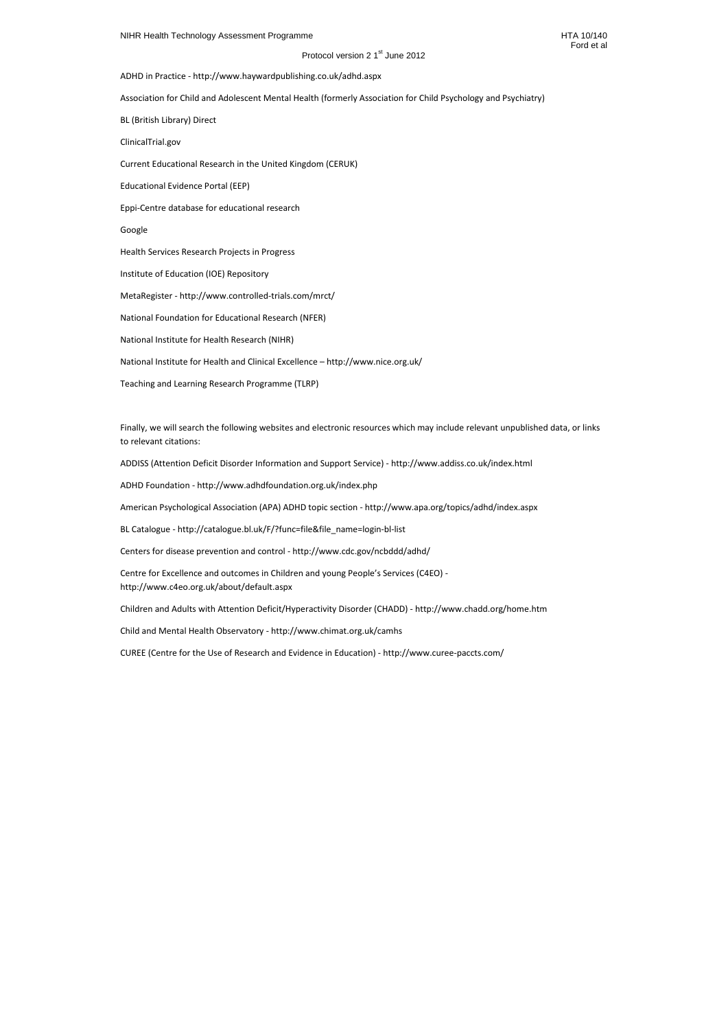ADHD in Practice - http://www.haywardpublishing.co.uk/adhd.aspx

Association for Child and Adolescent Mental Health (formerly Association for Child Psychology and Psychiatry)

BL (British Library) Direct

ClinicalTrial.gov

Current Educational Research in the United Kingdom (CERUK)

Educational Evidence Portal (EEP)

Eppi-Centre database for educational research

Google

Health Services Research Projects in Progress

Institute of Education (IOE) Repository

MetaRegister - http://www.controlled-trials.com/mrct/

National Foundation for Educational Research (NFER)

National Institute for Health Research (NIHR)

National Institute for Health and Clinical Excellence – http://www.nice.org.uk/

Teaching and Learning Research Programme (TLRP)

Finally, we will search the following websites and electronic resources which may include relevant unpublished data, or links to relevant citations:

ADDISS (Attention Deficit Disorder Information and Support Service) - http://www.addiss.co.uk/index.html

ADHD Foundation - http://www.adhdfoundation.org.uk/index.php

American Psychological Association (APA) ADHD topic section - http://www.apa.org/topics/adhd/index.aspx

BL Catalogue - http://catalogue.bl.uk/F/?func=file&file_name=login-bl-list

Centers for disease prevention and control - http://www.cdc.gov/ncbddd/adhd/

Centre for Excellence and outcomes in Children and young People's Services (C4EO) - http://www.c4eo.org.uk/about/default.aspx

Children and Adults with Attention Deficit/Hyperactivity Disorder (CHADD) - http://www.chadd.org/home.htm

Child and Mental Health Observatory - http://www.chimat.org.uk/camhs

CUREE (Centre for the Use of Research and Evidence in Education) - http://www.curee-paccts.com/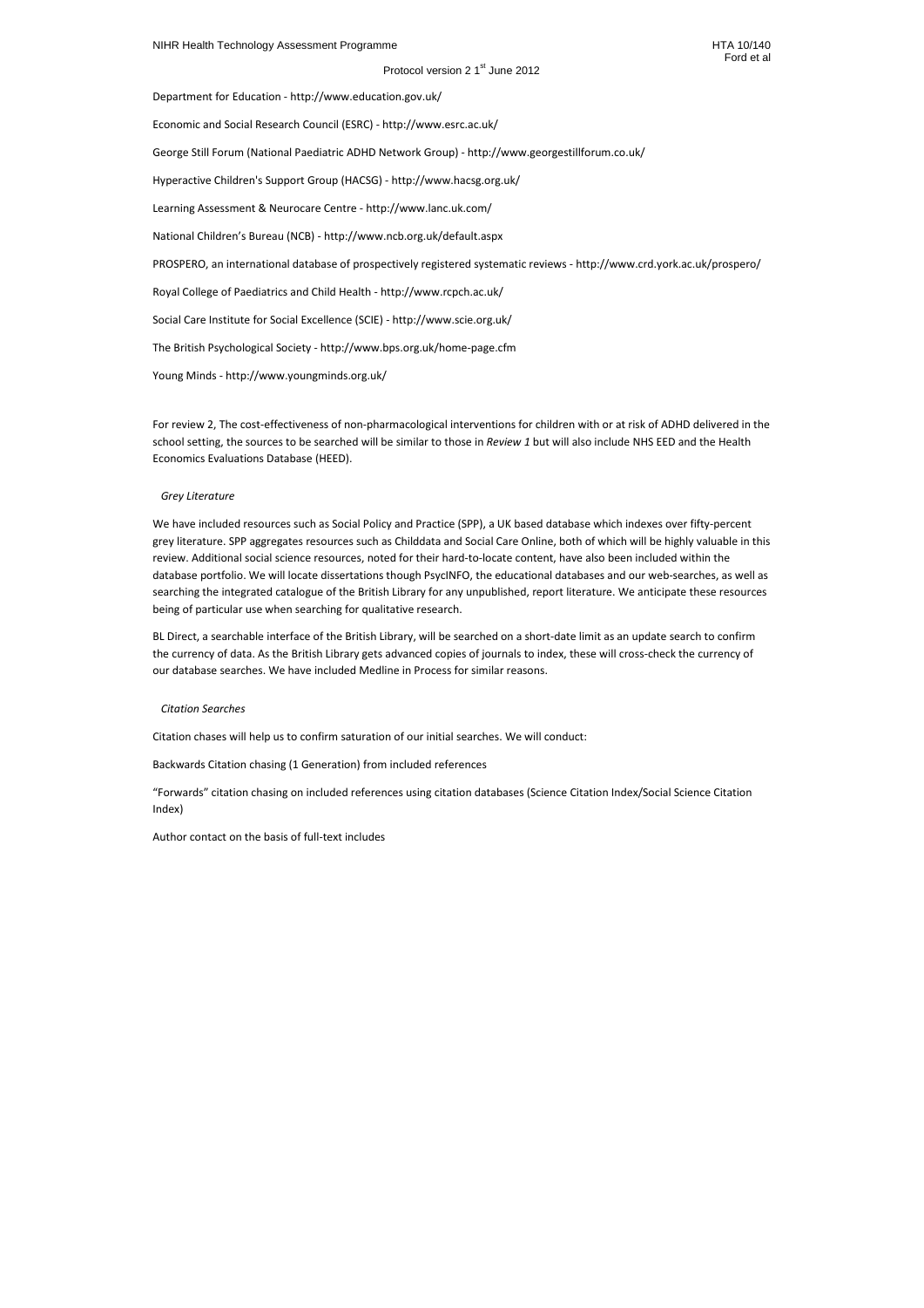Department for Education - http://www.education.gov.uk/

Economic and Social Research Council (ESRC) - http://www.esrc.ac.uk/

George Still Forum (National Paediatric ADHD Network Group) - http://www.georgestillforum.co.uk/

Hyperactive Children's Support Group (HACSG) - http://www.hacsg.org.uk/

Learning Assessment & Neurocare Centre - http://www.lanc.uk.com/

National Children's Bureau (NCB) - http://www.ncb.org.uk/default.aspx

PROSPERO, an international database of prospectively registered systematic reviews - http://www.crd.york.ac.uk/prospero/

Royal College of Paediatrics and Child Health - http://www.rcpch.ac.uk/

Social Care Institute for Social Excellence (SCIE) - http://www.scie.org.uk/

The British Psychological Society - http://www.bps.org.uk/home-page.cfm

Young Minds - http://www.youngminds.org.uk/

For review 2, The cost-effectiveness of non-pharmacological interventions for children with or at risk of ADHD delivered in the school setting, the sources to be searched will be similar to those in *Review 1* but will also include NHS EED and the Health Economics Evaluations Database (HEED).

*Grey Literature*

We have included resources such as Social Policy and Practice (SPP), a UK based database which indexes over fifty-percent grey literature. SPP aggregates resources such as Childdata and Social Care Online, both of which will be highly valuable in this review. Additional social science resources, noted for their hard-to-locate content, have also been included within the database portfolio. We will locate dissertations though PsycINFO, the educational databases and our web-searches, as well as searching the integrated catalogue of the British Library for any unpublished, report literature. We anticipate these resources being of particular use when searching for qualitative research.

BL Direct, a searchable interface of the British Library, will be searched on a short-date limit as an update search to confirm the currency of data. As the British Library gets advanced copies of journals to index, these will cross-check the currency of our database searches. We have included Medline in Process for similar reasons.

*Citation Searches*

Citation chases will help us to confirm saturation of our initial searches. We will conduct:

Backwards Citation chasing (1 Generation) from included references

"Forwards" citation chasing on included references using citation databases (Science Citation Index/Social Science Citation Index)

Author contact on the basis of full-text includes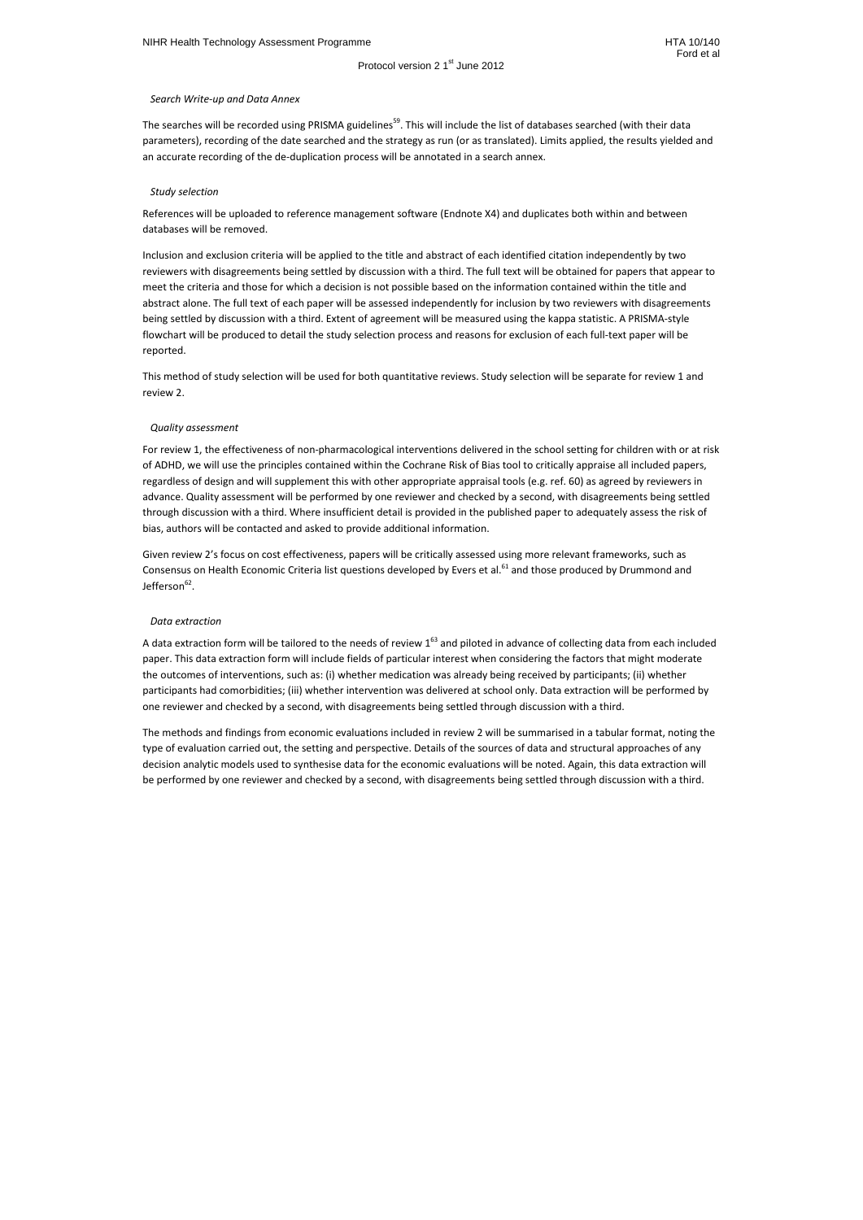*Search Write-up and Data Annex*

The searches will be recorded using PRISMA guidelines[59]. This will include the list of databases searched (with their data parameters), recording of the date searched and the strategy as run (or as translated). Limits applied, the results yielded and an accurate recording of the de-duplication process will be annotated in a search annex.

*Study selection*

References will be uploaded to reference management software (Endnote X4) and duplicates both within and between databases will be removed.

Inclusion and exclusion criteria will be applied to the title and abstract of each identified citation independently by two reviewers with disagreements being settled by discussion with a third. The full text will be obtained for papers that appear to meet the criteria and those for which a decision is not possible based on the information contained within the title and abstract alone. The full text of each paper will be assessed independently for inclusion by two reviewers with disagreements being settled by discussion with a third. Extent of agreement will be measured using the kappa statistic. A PRISMA-style flowchart will be produced to detail the study selection process and reasons for exclusion of each full-text paper will be reported.

This method of study selection will be used for both quantitative reviews. Study selection will be separate for review 1 and review 2.

*Quality assessment*

For review 1, the effectiveness of non-pharmacological interventions delivered in the school setting for children with or at risk of ADHD, we will use the principles contained within the Cochrane Risk of Bias tool to critically appraise all included papers, regardless of design and will supplement this with other appropriate appraisal tools (e.g. ref. 60) as agreed by reviewers in advance. Quality assessment will be performed by one reviewer and checked by a second, with disagreements being settled through discussion with a third. Where insufficient detail is provided in the published paper to adequately assess the risk of bias, authors will be contacted and asked to provide additional information.

Given review 2's focus on cost effectiveness, papers will be critically assessed using more relevant frameworks, such as Consensus on Health Economic Criteria list questions developed by Evers et al.[61] and those produced by Drummond and Jefferson[62].

*Data extraction*

A data extraction form will be tailored to the needs of review 1[63] and piloted in advance of collecting data from each included paper. This data extraction form will include fields of particular interest when considering the factors that might moderate the outcomes of interventions, such as: (i) whether medication was already being received by participants; (ii) whether participants had comorbidities; (iii) whether intervention was delivered at school only. Data extraction will be performed by one reviewer and checked by a second, with disagreements being settled through discussion with a third.

The methods and findings from economic evaluations included in review 2 will be summarised in a tabular format, noting the type of evaluation carried out, the setting and perspective. Details of the sources of data and structural approaches of any decision analytic models used to synthesise data for the economic evaluations will be noted. Again, this data extraction will be performed by one reviewer and checked by a second, with disagreements being settled through discussion with a third.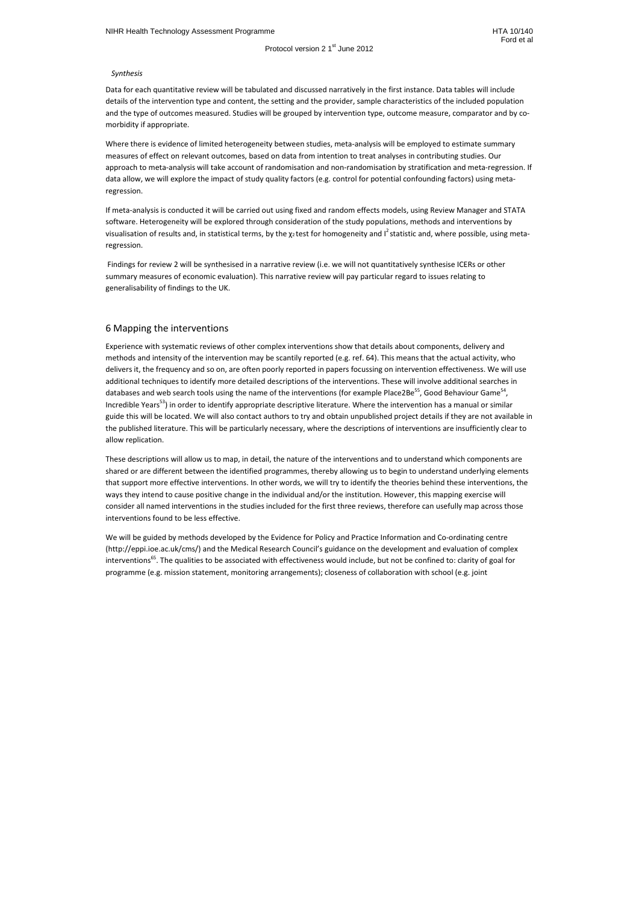*Synthesis*

Data for each quantitative review will be tabulated and discussed narratively in the first instance. Data tables will include details of the intervention type and content, the setting and the provider, sample characteristics of the included population and the type of outcomes measured. Studies will be grouped by intervention type, outcome measure, comparator and by co-morbidity if appropriate.

Where there is evidence of limited heterogeneity between studies, meta-analysis will be employed to estimate summary measures of effect on relevant outcomes, based on data from intention to treat analyses in contributing studies. Our approach to meta-analysis will take account of randomisation and non-randomisation by stratification and meta-regression. If data allow, we will explore the impact of study quality factors (e.g. control for potential confounding factors) using meta-regression.

If meta-analysis is conducted it will be carried out using fixed and random effects models, using Review Manager and STATA software. Heterogeneity will be explored through consideration of the study populations, methods and interventions by visualisation of results and, in statistical terms, by the $\chi_2$ test for homogeneity and $I^2$ statistic and, where possible, using meta-regression.

Findings for review 2 will be synthesised in a narrative review (i.e. we will not quantitatively synthesise ICERs or other summary measures of economic evaluation). This narrative review will pay particular regard to issues relating to generalisability of findings to the UK.

## 6 Mapping the interventions

Experience with systematic reviews of other complex interventions show that details about components, delivery and methods and intensity of the intervention may be scantily reported (e.g. ref. 64). This means that the actual activity, who delivers it, the frequency and so on, are often poorly reported in papers focussing on intervention effectiveness. We will use additional techniques to identify more detailed descriptions of the interventions. These will involve additional searches in databases and web search tools using the name of the interventions (for example Place2Be[55], Good Behaviour Game[54], Incredible Years[53]) in order to identify appropriate descriptive literature. Where the intervention has a manual or similar guide this will be located. We will also contact authors to try and obtain unpublished project details if they are not available in the published literature. This will be particularly necessary, where the descriptions of interventions are insufficiently clear to allow replication.

These descriptions will allow us to map, in detail, the nature of the interventions and to understand which components are shared or are different between the identified programmes, thereby allowing us to begin to understand underlying elements that support more effective interventions. In other words, we will try to identify the theories behind these interventions, the ways they intend to cause positive change in the individual and/or the institution. However, this mapping exercise will consider all named interventions in the studies included for the first three reviews, therefore can usefully map across those interventions found to be less effective.

We will be guided by methods developed by the Evidence for Policy and Practice Information and Co-ordinating centre (http://eppi.ioe.ac.uk/cms/) and the Medical Research Council's guidance on the development and evaluation of complex interventions[65]. The qualities to be associated with effectiveness would include, but not be confined to: clarity of goal for programme (e.g. mission statement, monitoring arrangements); closeness of collaboration with school (e.g. joint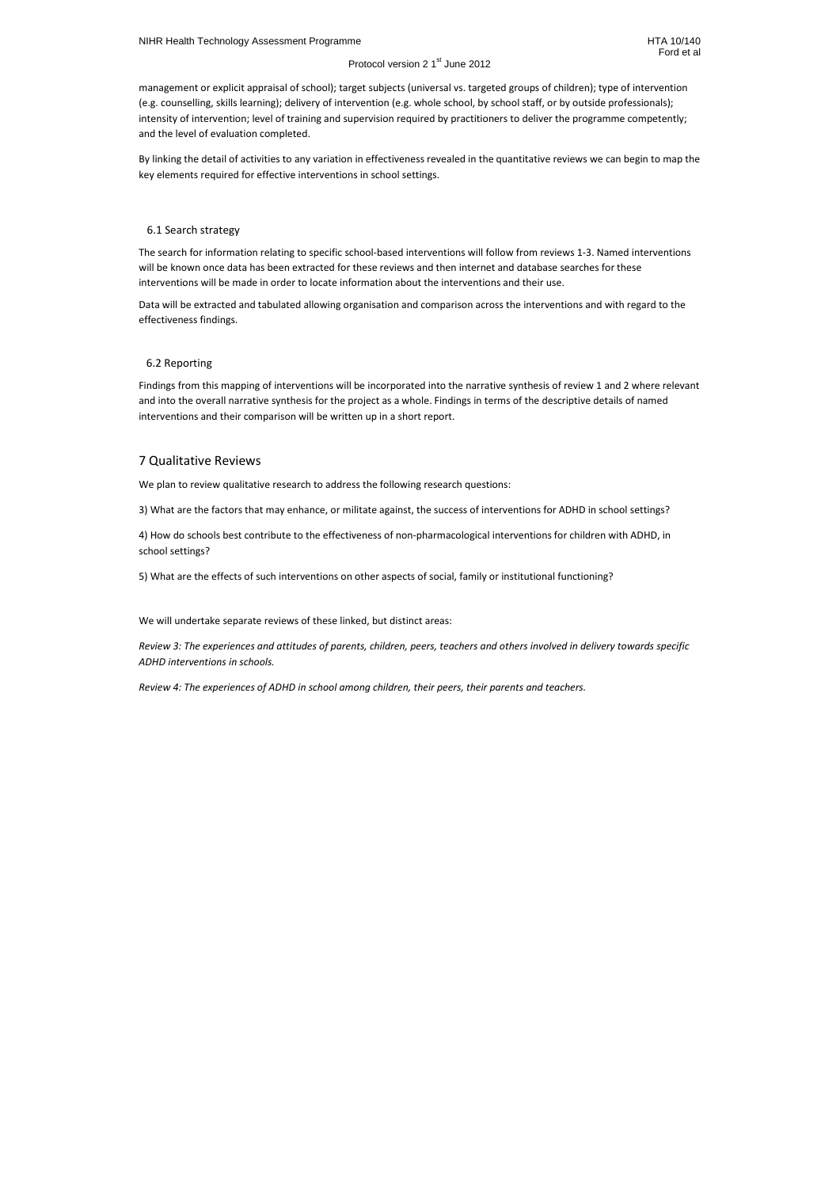management or explicit appraisal of school); target subjects (universal vs. targeted groups of children); type of intervention (e.g. counselling, skills learning); delivery of intervention (e.g. whole school, by school staff, or by outside professionals); intensity of intervention; level of training and supervision required by practitioners to deliver the programme competently; and the level of evaluation completed.

By linking the detail of activities to any variation in effectiveness revealed in the quantitative reviews we can begin to map the key elements required for effective interventions in school settings.

### 6.1 Search strategy

The search for information relating to specific school-based interventions will follow from reviews 1-3. Named interventions will be known once data has been extracted for these reviews and then internet and database searches for these interventions will be made in order to locate information about the interventions and their use.

Data will be extracted and tabulated allowing organisation and comparison across the interventions and with regard to the effectiveness findings.

### 6.2 Reporting

Findings from this mapping of interventions will be incorporated into the narrative synthesis of review 1 and 2 where relevant and into the overall narrative synthesis for the project as a whole. Findings in terms of the descriptive details of named interventions and their comparison will be written up in a short report.

## 7 Qualitative Reviews

We plan to review qualitative research to address the following research questions:

3) What are the factors that may enhance, or militate against, the success of interventions for ADHD in school settings?

4) How do schools best contribute to the effectiveness of non-pharmacological interventions for children with ADHD, in school settings?

5) What are the effects of such interventions on other aspects of social, family or institutional functioning?

We will undertake separate reviews of these linked, but distinct areas:

*Review 3: The experiences and attitudes of parents, children, peers, teachers and others involved in delivery towards specific ADHD interventions in schools.*

*Review 4: The experiences of ADHD in school among children, their peers, their parents and teachers.*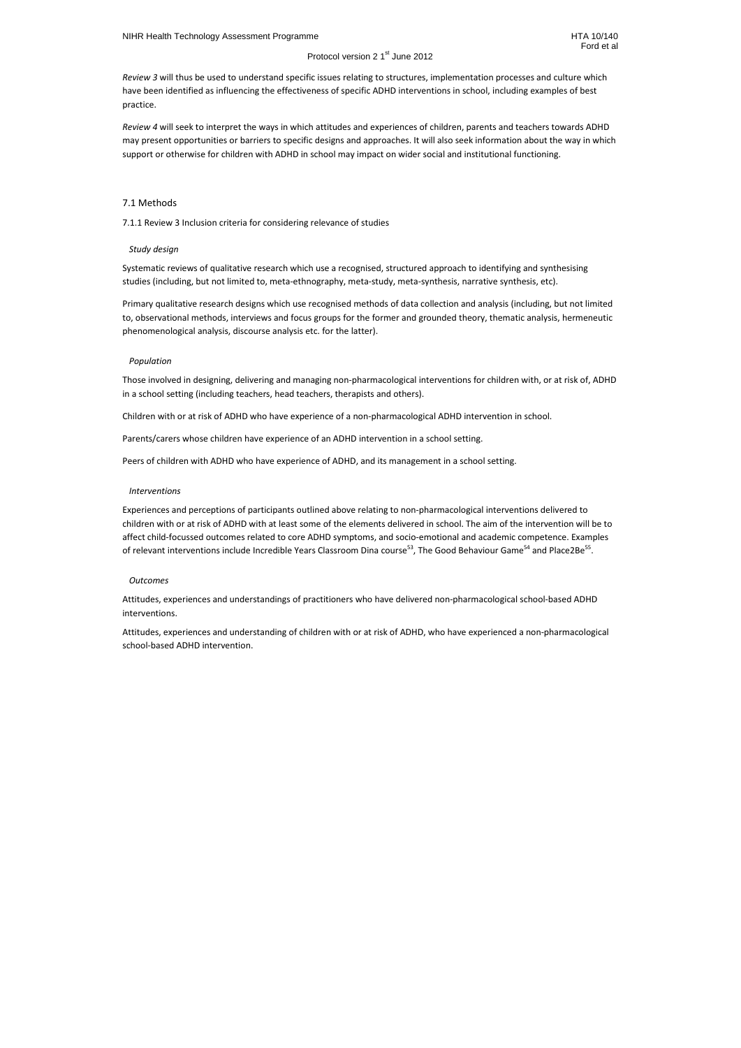*Review 3* will thus be used to understand specific issues relating to structures, implementation processes and culture which have been identified as influencing the effectiveness of specific ADHD interventions in school, including examples of best practice.

*Review 4* will seek to interpret the ways in which attitudes and experiences of children, parents and teachers towards ADHD may present opportunities or barriers to specific designs and approaches. It will also seek information about the way in which support or otherwise for children with ADHD in school may impact on wider social and institutional functioning.

## 7.1 Methods

### 7.1.1 Review 3 Inclusion criteria for considering relevance of studies

*Study design*

Systematic reviews of qualitative research which use a recognised, structured approach to identifying and synthesising studies (including, but not limited to, meta-ethnography, meta-study, meta-synthesis, narrative synthesis, etc).

Primary qualitative research designs which use recognised methods of data collection and analysis (including, but not limited to, observational methods, interviews and focus groups for the former and grounded theory, thematic analysis, hermeneutic phenomenological analysis, discourse analysis etc. for the latter).

*Population*

Those involved in designing, delivering and managing non-pharmacological interventions for children with, or at risk of, ADHD in a school setting (including teachers, head teachers, therapists and others).

Children with or at risk of ADHD who have experience of a non-pharmacological ADHD intervention in school.

Parents/carers whose children have experience of an ADHD intervention in a school setting.

Peers of children with ADHD who have experience of ADHD, and its management in a school setting.

*Interventions*

Experiences and perceptions of participants outlined above relating to non-pharmacological interventions delivered to children with or at risk of ADHD with at least some of the elements delivered in school. The aim of the intervention will be to affect child-focussed outcomes related to core ADHD symptoms, and socio-emotional and academic competence. Examples of relevant interventions include Incredible Years Classroom Dina course[53], The Good Behaviour Game[54] and Place2Be[55].

*Outcomes*

Attitudes, experiences and understandings of practitioners who have delivered non-pharmacological school-based ADHD interventions.

Attitudes, experiences and understanding of children with or at risk of ADHD, who have experienced a non-pharmacological school-based ADHD intervention.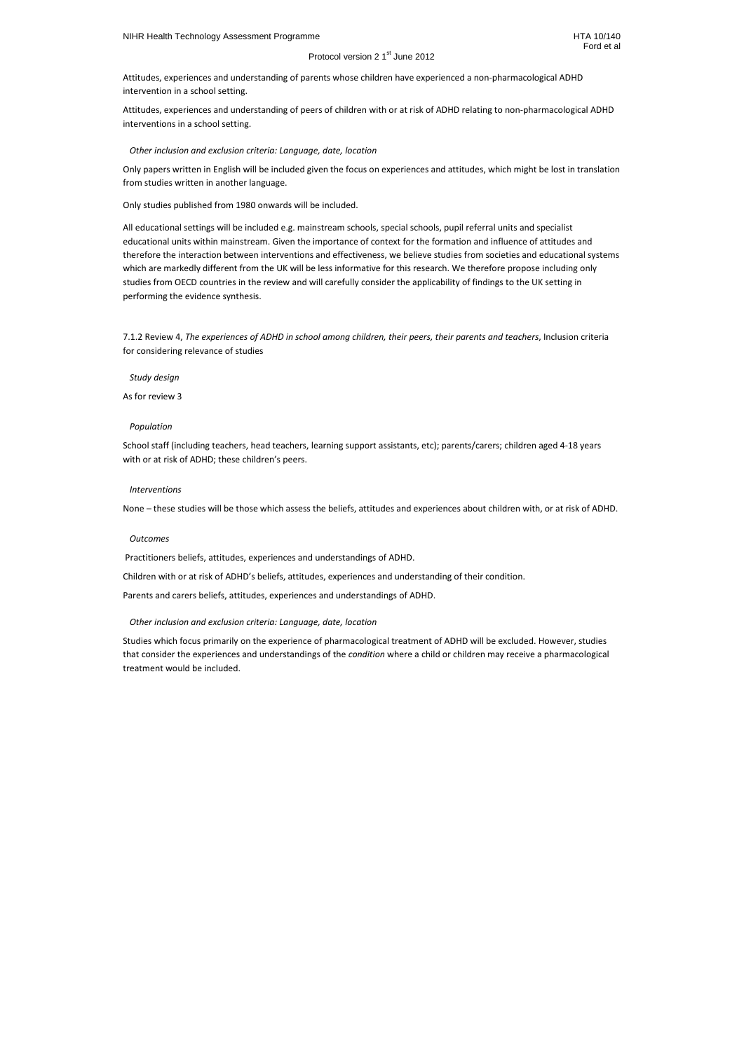Attitudes, experiences and understanding of parents whose children have experienced a non-pharmacological ADHD intervention in a school setting.

Attitudes, experiences and understanding of peers of children with or at risk of ADHD relating to non-pharmacological ADHD interventions in a school setting.

*Other inclusion and exclusion criteria: Language, date, location*

Only papers written in English will be included given the focus on experiences and attitudes, which might be lost in translation from studies written in another language.

Only studies published from 1980 onwards will be included.

All educational settings will be included e.g. mainstream schools, special schools, pupil referral units and specialist educational units within mainstream. Given the importance of context for the formation and influence of attitudes and therefore the interaction between interventions and effectiveness, we believe studies from societies and educational systems which are markedly different from the UK will be less informative for this research. We therefore propose including only studies from OECD countries in the review and will carefully consider the applicability of findings to the UK setting in performing the evidence synthesis.

7.1.2 Review 4, *The experiences of ADHD in school among children, their peers, their parents and teachers*, Inclusion criteria for considering relevance of studies

*Study design*

As for review 3

*Population*

School staff (including teachers, head teachers, learning support assistants, etc); parents/carers; children aged 4-18 years with or at risk of ADHD; these children's peers.

*Interventions*

None – these studies will be those which assess the beliefs, attitudes and experiences about children with, or at risk of ADHD.

*Outcomes*

Practitioners beliefs, attitudes, experiences and understandings of ADHD.

Children with or at risk of ADHD's beliefs, attitudes, experiences and understanding of their condition.

Parents and carers beliefs, attitudes, experiences and understandings of ADHD.

*Other inclusion and exclusion criteria: Language, date, location*

Studies which focus primarily on the experience of pharmacological treatment of ADHD will be excluded. However, studies that consider the experiences and understandings of the *condition* where a child or children may receive a pharmacological treatment would be included.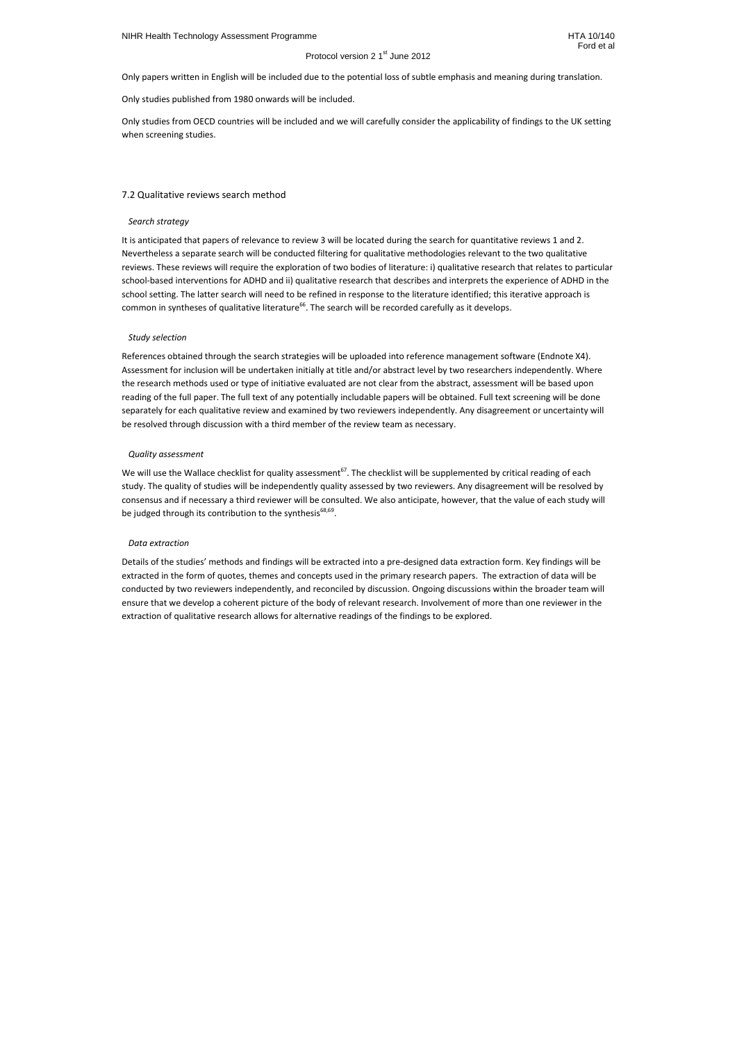Only papers written in English will be included due to the potential loss of subtle emphasis and meaning during translation.

Only studies published from 1980 onwards will be included.

Only studies from OECD countries will be included and we will carefully consider the applicability of findings to the UK setting when screening studies.

## 7.2 Qualitative reviews search method

### *Search strategy*

It is anticipated that papers of relevance to review 3 will be located during the search for quantitative reviews 1 and 2. Nevertheless a separate search will be conducted filtering for qualitative methodologies relevant to the two qualitative reviews. These reviews will require the exploration of two bodies of literature: i) qualitative research that relates to particular school-based interventions for ADHD and ii) qualitative research that describes and interprets the experience of ADHD in the school setting. The latter search will need to be refined in response to the literature identified; this iterative approach is common in syntheses of qualitative literature[66]. The search will be recorded carefully as it develops.

### *Study selection*

References obtained through the search strategies will be uploaded into reference management software (Endnote X4). Assessment for inclusion will be undertaken initially at title and/or abstract level by two researchers independently. Where the research methods used or type of initiative evaluated are not clear from the abstract, assessment will be based upon reading of the full paper. The full text of any potentially includable papers will be obtained. Full text screening will be done separately for each qualitative review and examined by two reviewers independently. Any disagreement or uncertainty will be resolved through discussion with a third member of the review team as necessary.

### *Quality assessment*

We will use the Wallace checklist for quality assessment[67]. The checklist will be supplemented by critical reading of each study. The quality of studies will be independently quality assessed by two reviewers. Any disagreement will be resolved by consensus and if necessary a third reviewer will be consulted. We also anticipate, however, that the value of each study will be judged through its contribution to the synthesis[68,69].

### *Data extraction*

Details of the studies' methods and findings will be extracted into a pre-designed data extraction form. Key findings will be extracted in the form of quotes, themes and concepts used in the primary research papers. The extraction of data will be conducted by two reviewers independently, and reconciled by discussion. Ongoing discussions within the broader team will ensure that we develop a coherent picture of the body of relevant research. Involvement of more than one reviewer in the extraction of qualitative research allows for alternative readings of the findings to be explored.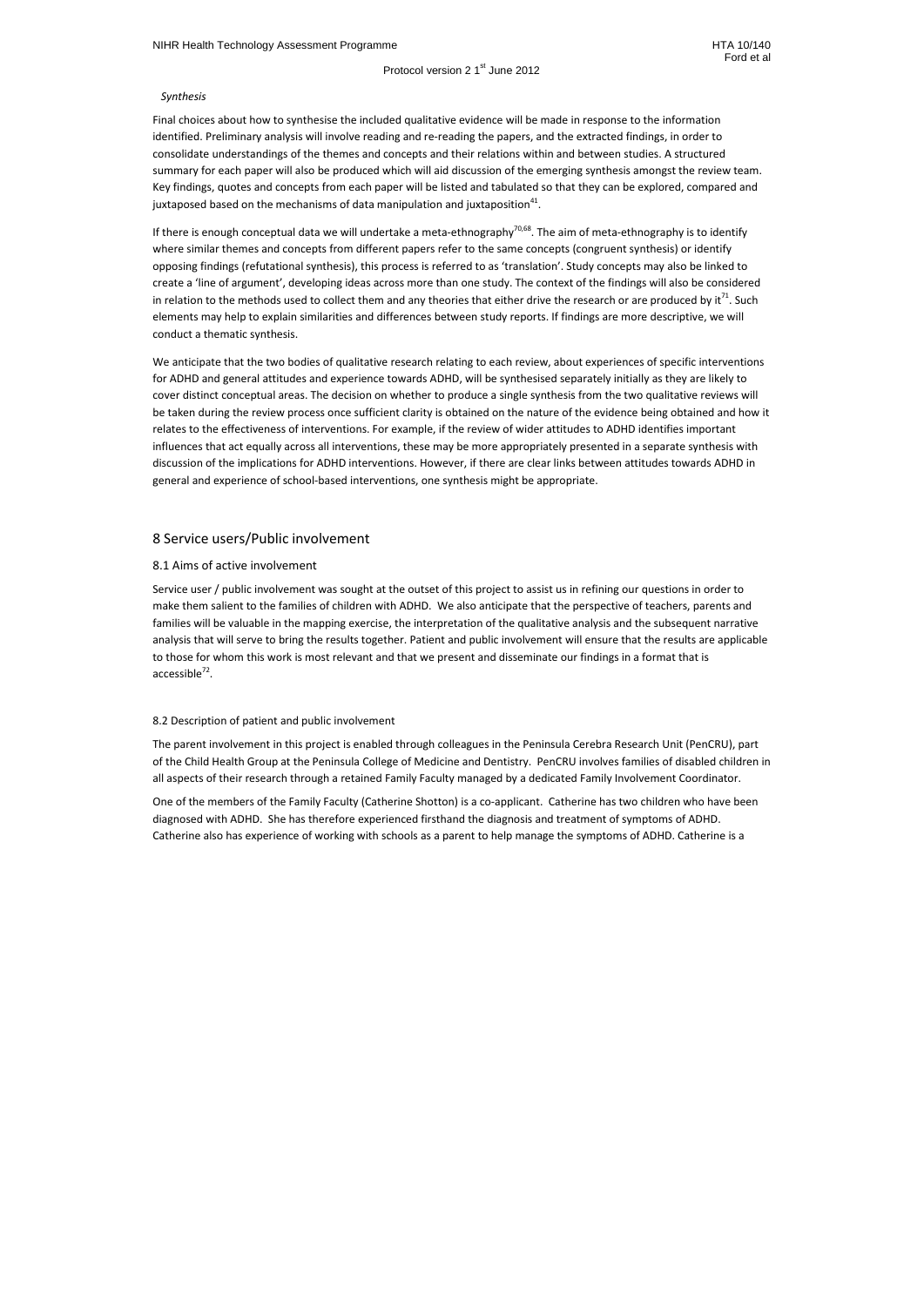*Synthesis*

Final choices about how to synthesise the included qualitative evidence will be made in response to the information identified. Preliminary analysis will involve reading and re-reading the papers, and the extracted findings, in order to consolidate understandings of the themes and concepts and their relations within and between studies. A structured summary for each paper will also be produced which will aid discussion of the emerging synthesis amongst the review team. Key findings, quotes and concepts from each paper will be listed and tabulated so that they can be explored, compared and juxtaposed based on the mechanisms of data manipulation and juxtaposition[41].

If there is enough conceptual data we will undertake a meta-ethnography[70,68]. The aim of meta-ethnography is to identify where similar themes and concepts from different papers refer to the same concepts (congruent synthesis) or identify opposing findings (refutational synthesis), this process is referred to as 'translation'. Study concepts may also be linked to create a 'line of argument', developing ideas across more than one study. The context of the findings will also be considered in relation to the methods used to collect them and any theories that either drive the research or are produced by it[71]. Such elements may help to explain similarities and differences between study reports. If findings are more descriptive, we will conduct a thematic synthesis.

We anticipate that the two bodies of qualitative research relating to each review, about experiences of specific interventions for ADHD and general attitudes and experience towards ADHD, will be synthesised separately initially as they are likely to cover distinct conceptual areas. The decision on whether to produce a single synthesis from the two qualitative reviews will be taken during the review process once sufficient clarity is obtained on the nature of the evidence being obtained and how it relates to the effectiveness of interventions. For example, if the review of wider attitudes to ADHD identifies important influences that act equally across all interventions, these may be more appropriately presented in a separate synthesis with discussion of the implications for ADHD interventions. However, if there are clear links between attitudes towards ADHD in general and experience of school-based interventions, one synthesis might be appropriate.

## 8 Service users/Public involvement

### 8.1 Aims of active involvement

Service user / public involvement was sought at the outset of this project to assist us in refining our questions in order to make them salient to the families of children with ADHD. We also anticipate that the perspective of teachers, parents and families will be valuable in the mapping exercise, the interpretation of the qualitative analysis and the subsequent narrative analysis that will serve to bring the results together. Patient and public involvement will ensure that the results are applicable to those for whom this work is most relevant and that we present and disseminate our findings in a format that is accessible[72].

### 8.2 Description of patient and public involvement

The parent involvement in this project is enabled through colleagues in the Peninsula Cerebra Research Unit (PenCRU), part of the Child Health Group at the Peninsula College of Medicine and Dentistry. PenCRU involves families of disabled children in all aspects of their research through a retained Family Faculty managed by a dedicated Family Involvement Coordinator.

One of the members of the Family Faculty (Catherine Shotton) is a co-applicant. Catherine has two children who have been diagnosed with ADHD. She has therefore experienced firsthand the diagnosis and treatment of symptoms of ADHD. Catherine also has experience of working with schools as a parent to help manage the symptoms of ADHD. Catherine is a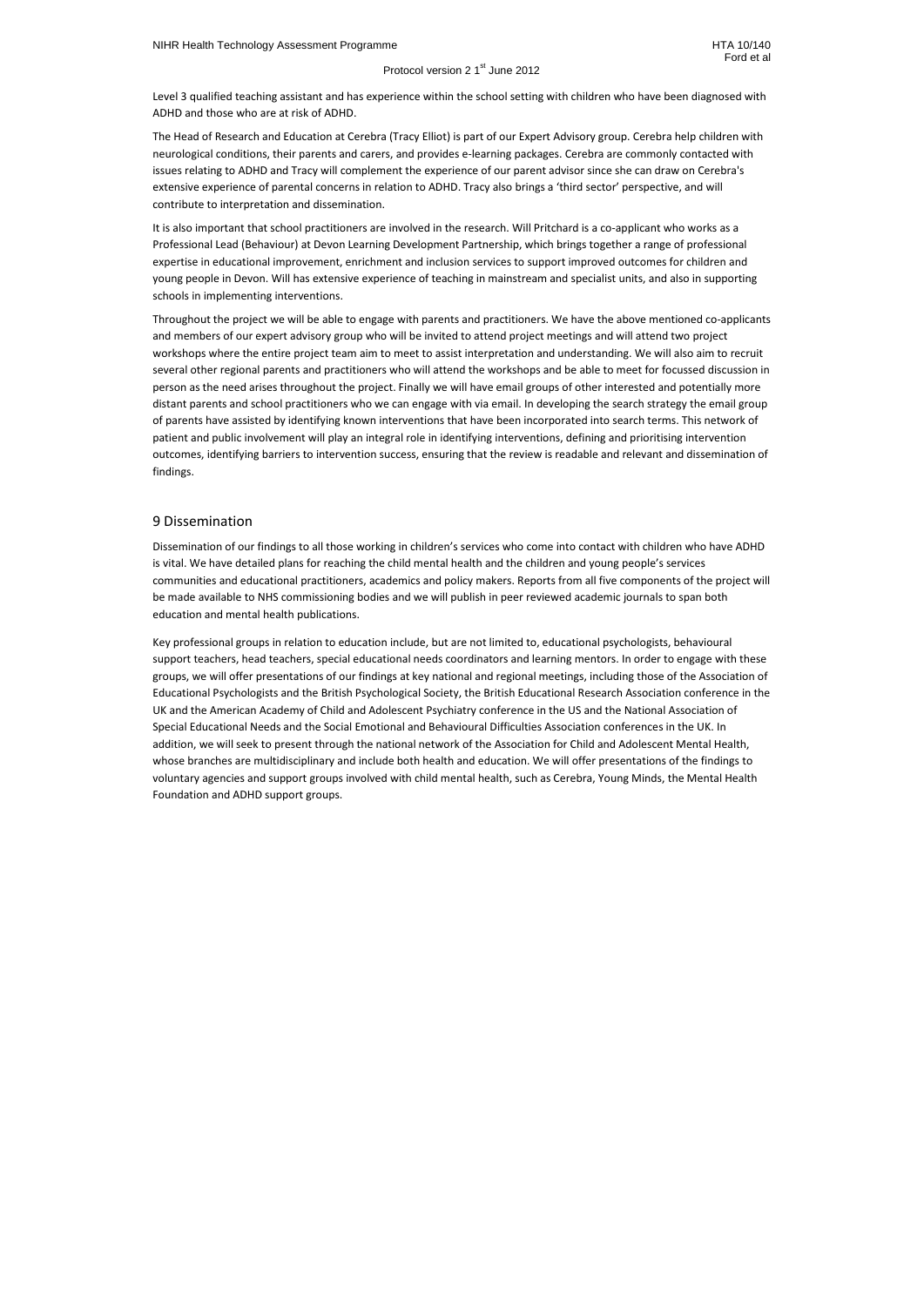Level 3 qualified teaching assistant and has experience within the school setting with children who have been diagnosed with ADHD and those who are at risk of ADHD.

The Head of Research and Education at Cerebra (Tracy Elliot) is part of our Expert Advisory group. Cerebra help children with neurological conditions, their parents and carers, and provides e-learning packages. Cerebra are commonly contacted with issues relating to ADHD and Tracy will complement the experience of our parent advisor since she can draw on Cerebra's extensive experience of parental concerns in relation to ADHD. Tracy also brings a 'third sector' perspective, and will contribute to interpretation and dissemination.

It is also important that school practitioners are involved in the research. Will Pritchard is a co-applicant who works as a Professional Lead (Behaviour) at Devon Learning Development Partnership, which brings together a range of professional expertise in educational improvement, enrichment and inclusion services to support improved outcomes for children and young people in Devon. Will has extensive experience of teaching in mainstream and specialist units, and also in supporting schools in implementing interventions.

Throughout the project we will be able to engage with parents and practitioners. We have the above mentioned co-applicants and members of our expert advisory group who will be invited to attend project meetings and will attend two project workshops where the entire project team aim to meet to assist interpretation and understanding. We will also aim to recruit several other regional parents and practitioners who will attend the workshops and be able to meet for focussed discussion in person as the need arises throughout the project. Finally we will have email groups of other interested and potentially more distant parents and school practitioners who we can engage with via email. In developing the search strategy the email group of parents have assisted by identifying known interventions that have been incorporated into search terms. This network of patient and public involvement will play an integral role in identifying interventions, defining and prioritising intervention outcomes, identifying barriers to intervention success, ensuring that the review is readable and relevant and dissemination of findings.

## 9 Dissemination

Dissemination of our findings to all those working in children's services who come into contact with children who have ADHD is vital. We have detailed plans for reaching the child mental health and the children and young people's services communities and educational practitioners, academics and policy makers. Reports from all five components of the project will be made available to NHS commissioning bodies and we will publish in peer reviewed academic journals to span both education and mental health publications.

Key professional groups in relation to education include, but are not limited to, educational psychologists, behavioural support teachers, head teachers, special educational needs coordinators and learning mentors. In order to engage with these groups, we will offer presentations of our findings at key national and regional meetings, including those of the Association of Educational Psychologists and the British Psychological Society, the British Educational Research Association conference in the UK and the American Academy of Child and Adolescent Psychiatry conference in the US and the National Association of Special Educational Needs and the Social Emotional and Behavioural Difficulties Association conferences in the UK. In addition, we will seek to present through the national network of the Association for Child and Adolescent Mental Health, whose branches are multidisciplinary and include both health and education. We will offer presentations of the findings to voluntary agencies and support groups involved with child mental health, such as Cerebra, Young Minds, the Mental Health Foundation and ADHD support groups.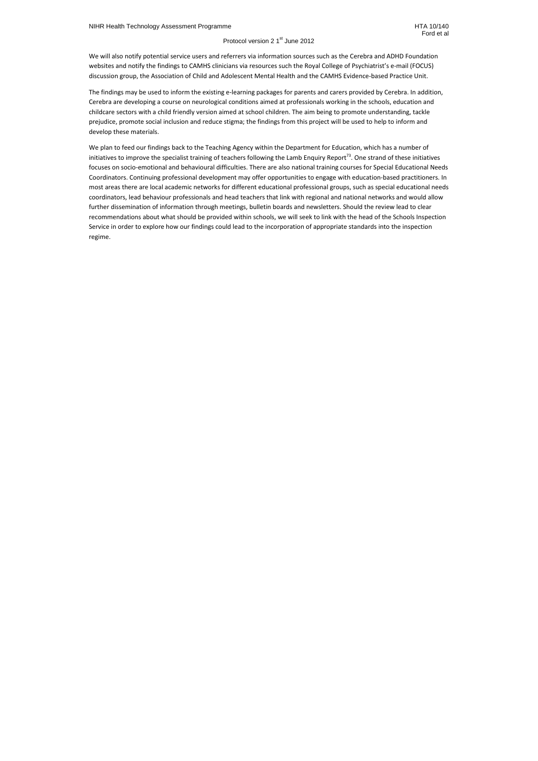We will also notify potential service users and referrers via information sources such as the Cerebra and ADHD Foundation websites and notify the findings to CAMHS clinicians via resources such the Royal College of Psychiatrist's e-mail (FOCUS) discussion group, the Association of Child and Adolescent Mental Health and the CAMHS Evidence-based Practice Unit.

The findings may be used to inform the existing e-learning packages for parents and carers provided by Cerebra. In addition, Cerebra are developing a course on neurological conditions aimed at professionals working in the schools, education and childcare sectors with a child friendly version aimed at school children. The aim being to promote understanding, tackle prejudice, promote social inclusion and reduce stigma; the findings from this project will be used to help to inform and develop these materials.

We plan to feed our findings back to the Teaching Agency within the Department for Education, which has a number of initiatives to improve the specialist training of teachers following the Lamb Enquiry Report[73]. One strand of these initiatives focuses on socio-emotional and behavioural difficulties. There are also national training courses for Special Educational Needs Coordinators. Continuing professional development may offer opportunities to engage with education-based practitioners. In most areas there are local academic networks for different educational professional groups, such as special educational needs coordinators, lead behaviour professionals and head teachers that link with regional and national networks and would allow further dissemination of information through meetings, bulletin boards and newsletters. Should the review lead to clear recommendations about what should be provided within schools, we will seek to link with the head of the Schools Inspection Service in order to explore how our findings could lead to the incorporation of appropriate standards into the inspection regime.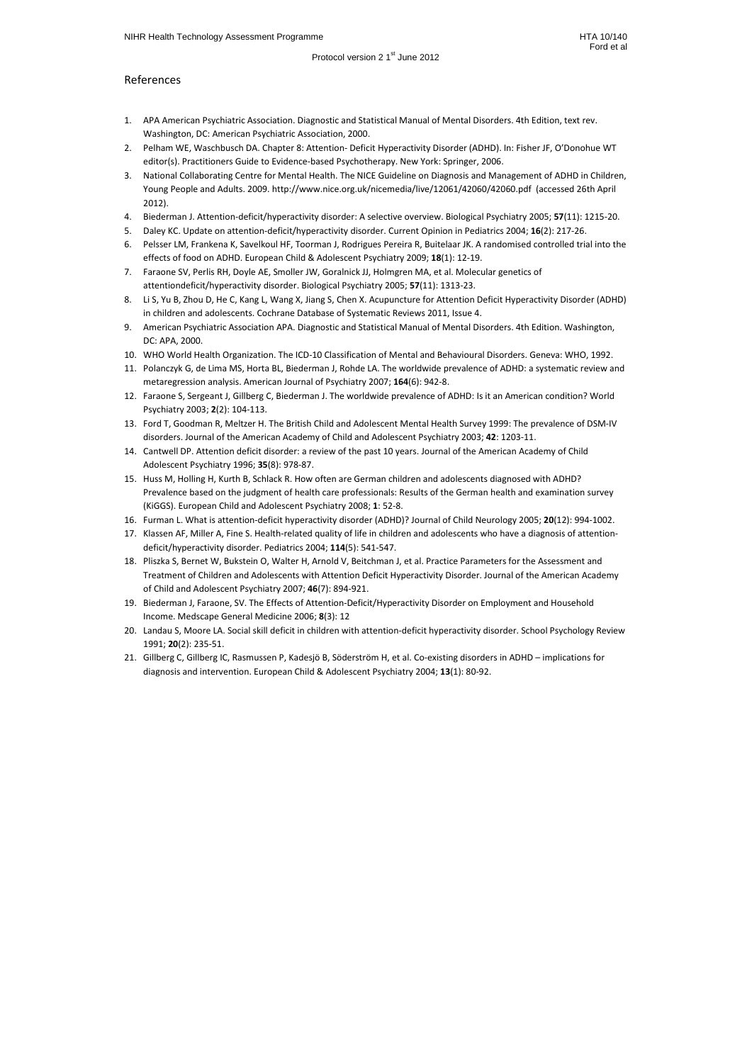## References

1. APA American Psychiatric Association. Diagnostic and Statistical Manual of Mental Disorders. 4th Edition, text rev. Washington, DC: American Psychiatric Association, 2000.
2. Pelham WE, Waschbusch DA. Chapter 8: Attention- Deficit Hyperactivity Disorder (ADHD). In: Fisher JF, O'Donohue WT editor(s). Practitioners Guide to Evidence-based Psychotherapy. New York: Springer, 2006.
3. National Collaborating Centre for Mental Health. The NICE Guideline on Diagnosis and Management of ADHD in Children, Young People and Adults. 2009. http://www.nice.org.uk/nicemedia/live/12061/42060/42060.pdf (accessed 26th April 2012).
4. Biederman J. Attention-deficit/hyperactivity disorder: A selective overview. Biological Psychiatry 2005; **57**(11): 1215-20.
5. Daley KC. Update on attention-deficit/hyperactivity disorder. Current Opinion in Pediatrics 2004; **16**(2): 217-26.
6. Pelsser LM, Frankena K, Savelkoul HF, Toorman J, Rodrigues Pereira R, Buitelaar JK. A randomised controlled trial into the effects of food on ADHD. European Child & Adolescent Psychiatry 2009; **18**(1): 12-19.
7. Faraone SV, Perlis RH, Doyle AE, Smoller JW, Goralnick JJ, Holmgren MA, et al. Molecular genetics of attentiondeficit/hyperactivity disorder. Biological Psychiatry 2005; **57**(11): 1313-23.
8. Li S, Yu B, Zhou D, He C, Kang L, Wang X, Jiang S, Chen X. Acupuncture for Attention Deficit Hyperactivity Disorder (ADHD) in children and adolescents. Cochrane Database of Systematic Reviews 2011, Issue 4.
9. American Psychiatric Association APA. Diagnostic and Statistical Manual of Mental Disorders. 4th Edition. Washington, DC: APA, 2000.
10. WHO World Health Organization. The ICD-10 Classification of Mental and Behavioural Disorders. Geneva: WHO, 1992.
11. Polanczyk G, de Lima MS, Horta BL, Biederman J, Rohde LA. The worldwide prevalence of ADHD: a systematic review and metaregression analysis. American Journal of Psychiatry 2007; **164**(6): 942-8.
12. Faraone S, Sergeant J, Gillberg C, Biederman J. The worldwide prevalence of ADHD: Is it an American condition? World Psychiatry 2003; **2**(2): 104-113.
13. Ford T, Goodman R, Meltzer H. The British Child and Adolescent Mental Health Survey 1999: The prevalence of DSM-IV disorders. Journal of the American Academy of Child and Adolescent Psychiatry 2003; **42**: 1203-11.
14. Cantwell DP. Attention deficit disorder: a review of the past 10 years. Journal of the American Academy of Child Adolescent Psychiatry 1996; **35**(8): 978-87.
15. Huss M, Holling H, Kurth B, Schlack R. How often are German children and adolescents diagnosed with ADHD? Prevalence based on the judgment of health care professionals: Results of the German health and examination survey (KiGGS). European Child and Adolescent Psychiatry 2008; **1**: 52-8.
16. Furman L. What is attention-deficit hyperactivity disorder (ADHD)? Journal of Child Neurology 2005; **20**(12): 994-1002.
17. Klassen AF, Miller A, Fine S. Health-related quality of life in children and adolescents who have a diagnosis of attention-deficit/hyperactivity disorder. Pediatrics 2004; **114**(5): 541-547.
18. Pliszka S, Bernet W, Bukstein O, Walter H, Arnold V, Beitchman J, et al. Practice Parameters for the Assessment and Treatment of Children and Adolescents with Attention Deficit Hyperactivity Disorder. Journal of the American Academy of Child and Adolescent Psychiatry 2007; **46**(7): 894-921.
19. Biederman J, Faraone, SV. The Effects of Attention-Deficit/Hyperactivity Disorder on Employment and Household Income. Medscape General Medicine 2006; **8**(3): 12
20. Landau S, Moore LA. Social skill deficit in children with attention-deficit hyperactivity disorder. School Psychology Review 1991; **20**(2): 235-51.
21. Gillberg C, Gillberg IC, Rasmussen P, Kadesjö B, Söderström H, et al. Co-existing disorders in ADHD – implications for diagnosis and intervention. European Child & Adolescent Psychiatry 2004; **13**(1): 80-92.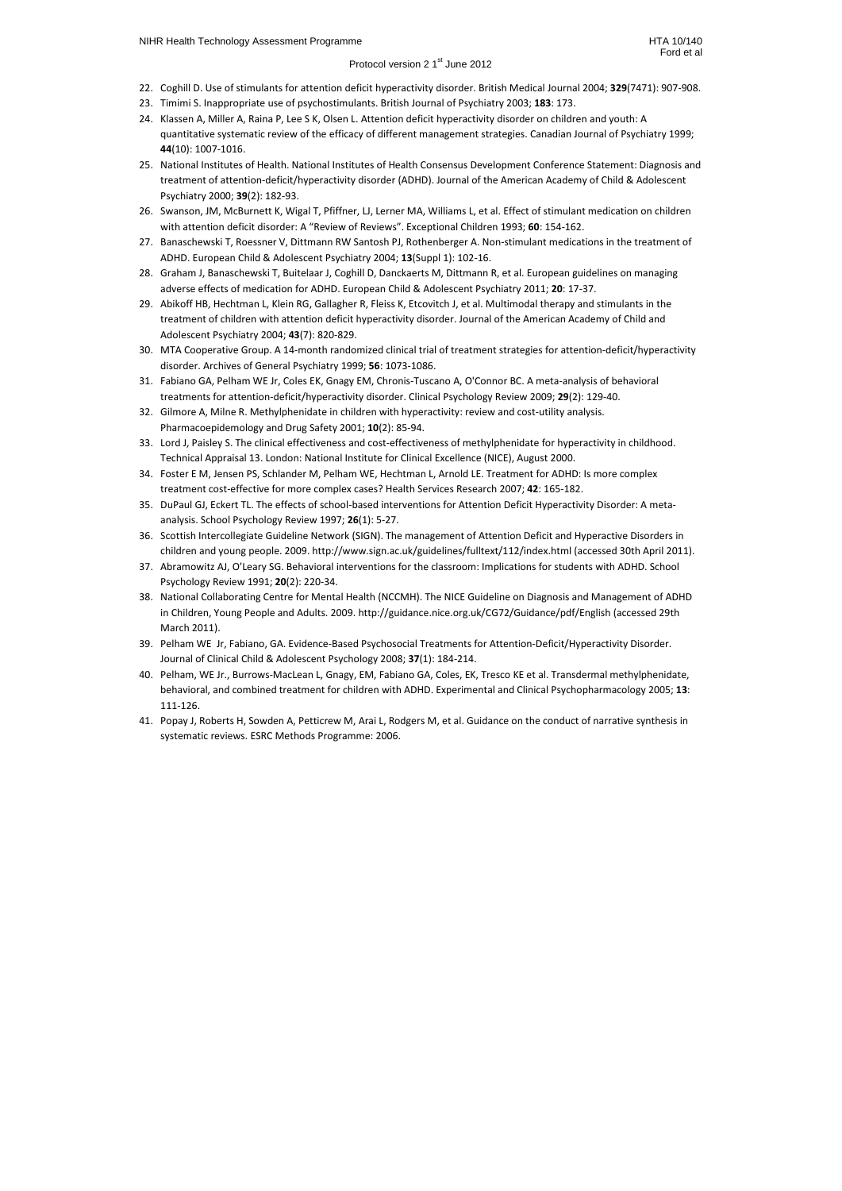22. Coghill D. Use of stimulants for attention deficit hyperactivity disorder. British Medical Journal 2004; **329**(7471): 907-908.
23. Timimi S. Inappropriate use of psychostimulants. British Journal of Psychiatry 2003; **183**: 173.
24. Klassen A, Miller A, Raina P, Lee S K, Olsen L. Attention deficit hyperactivity disorder on children and youth: A quantitative systematic review of the efficacy of different management strategies. Canadian Journal of Psychiatry 1999; **44**(10): 1007-1016.
25. National Institutes of Health. National Institutes of Health Consensus Development Conference Statement: Diagnosis and treatment of attention-deficit/hyperactivity disorder (ADHD). Journal of the American Academy of Child & Adolescent Psychiatry 2000; **39**(2): 182-93.
26. Swanson, JM, McBurnett K, Wigal T, Pfiffner, LJ, Lerner MA, Williams L, et al. Effect of stimulant medication on children with attention deficit disorder: A "Review of Reviews". Exceptional Children 1993; **60**: 154-162.
27. Banaschewski T, Roessner V, Dittmann RW Santosh PJ, Rothenberger A. Non-stimulant medications in the treatment of ADHD. European Child & Adolescent Psychiatry 2004; **13**(Suppl 1): 102-16.
28. Graham J, Banaschewski T, Buitelaar J, Coghill D, Danckaerts M, Dittmann R, et al. European guidelines on managing adverse effects of medication for ADHD. European Child & Adolescent Psychiatry 2011; **20**: 17-37.
29. Abikoff HB, Hechtman L, Klein RG, Gallagher R, Fleiss K, Etcovitch J, et al. Multimodal therapy and stimulants in the treatment of children with attention deficit hyperactivity disorder. Journal of the American Academy of Child and Adolescent Psychiatry 2004; **43**(7): 820-829.
30. MTA Cooperative Group. A 14-month randomized clinical trial of treatment strategies for attention-deficit/hyperactivity disorder. Archives of General Psychiatry 1999; **56**: 1073-1086.
31. Fabiano GA, Pelham WE Jr, Coles EK, Gnagy EM, Chronis-Tuscano A, O'Connor BC. A meta-analysis of behavioral treatments for attention-deficit/hyperactivity disorder. Clinical Psychology Review 2009; **29**(2): 129-40.
32. Gilmore A, Milne R. Methylphenidate in children with hyperactivity: review and cost-utility analysis. Pharmacoepidemology and Drug Safety 2001; **10**(2): 85-94.
33. Lord J, Paisley S. The clinical effectiveness and cost-effectiveness of methylphenidate for hyperactivity in childhood. Technical Appraisal 13. London: National Institute for Clinical Excellence (NICE), August 2000.
34. Foster E M, Jensen PS, Schlander M, Pelham WE, Hechtman L, Arnold LE. Treatment for ADHD: Is more complex treatment cost-effective for more complex cases? Health Services Research 2007; **42**: 165-182.
35. DuPaul GJ, Eckert TL. The effects of school-based interventions for Attention Deficit Hyperactivity Disorder: A meta-analysis. School Psychology Review 1997; **26**(1): 5-27.
36. Scottish Intercollegiate Guideline Network (SIGN). The management of Attention Deficit and Hyperactive Disorders in children and young people. 2009. http://www.sign.ac.uk/guidelines/fulltext/112/index.html (accessed 30th April 2011).
37. Abramowitz AJ, O'Leary SG. Behavioral interventions for the classroom: Implications for students with ADHD. School Psychology Review 1991; **20**(2): 220-34.
38. National Collaborating Centre for Mental Health (NCCMH). The NICE Guideline on Diagnosis and Management of ADHD in Children, Young People and Adults. 2009. http://guidance.nice.org.uk/CG72/Guidance/pdf/English (accessed 29th March 2011).
39. Pelham WE Jr, Fabiano, GA. Evidence-Based Psychosocial Treatments for Attention-Deficit/Hyperactivity Disorder. Journal of Clinical Child & Adolescent Psychology 2008; **37**(1): 184-214.
40. Pelham, WE Jr., Burrows-MacLean L, Gnagy, EM, Fabiano GA, Coles, EK, Tresco KE et al. Transdermal methylphenidate, behavioral, and combined treatment for children with ADHD. Experimental and Clinical Psychopharmacology 2005; **13**: 111-126.
41. Popay J, Roberts H, Sowden A, Petticrew M, Arai L, Rodgers M, et al. Guidance on the conduct of narrative synthesis in systematic reviews. ESRC Methods Programme: 2006.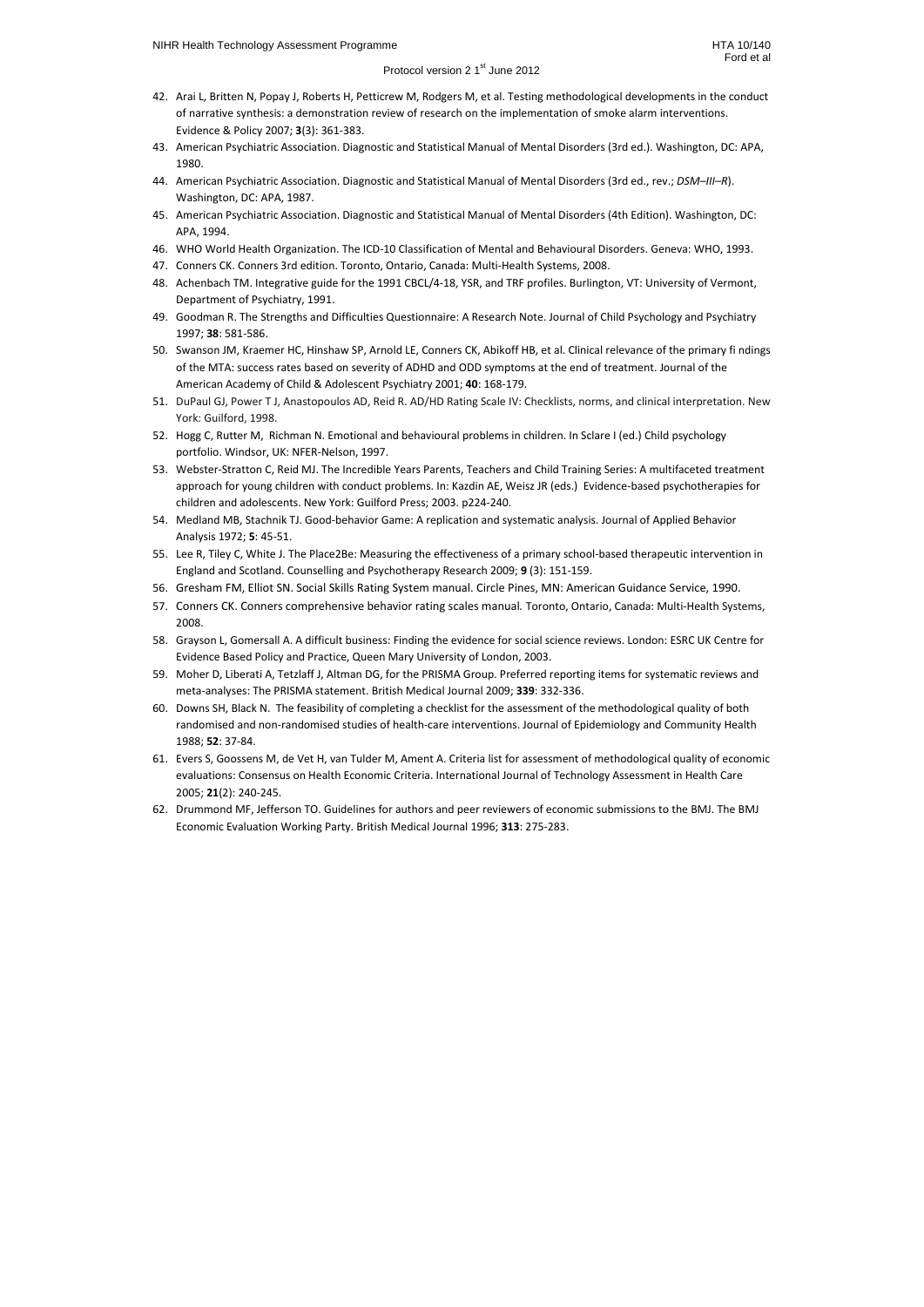42. Arai L, Britten N, Popay J, Roberts H, Petticrew M, Rodgers M, et al. Testing methodological developments in the conduct of narrative synthesis: a demonstration review of research on the implementation of smoke alarm interventions. Evidence & Policy 2007; **3**(3): 361-383.
43. American Psychiatric Association. Diagnostic and Statistical Manual of Mental Disorders (3rd ed.). Washington, DC: APA, 1980.
44. American Psychiatric Association. Diagnostic and Statistical Manual of Mental Disorders (3rd ed., rev.; *DSM–III–R*). Washington, DC: APA, 1987.
45. American Psychiatric Association. Diagnostic and Statistical Manual of Mental Disorders (4th Edition). Washington, DC: APA, 1994.
46. WHO World Health Organization. The ICD-10 Classification of Mental and Behavioural Disorders. Geneva: WHO, 1993.
47. Conners CK. Conners 3rd edition. Toronto, Ontario, Canada: Multi-Health Systems, 2008.
48. Achenbach TM. Integrative guide for the 1991 CBCL/4-18, YSR, and TRF profiles. Burlington, VT: University of Vermont, Department of Psychiatry, 1991.
49. Goodman R. The Strengths and Difficulties Questionnaire: A Research Note. Journal of Child Psychology and Psychiatry 1997; **38**: 581-586.
50. Swanson JM, Kraemer HC, Hinshaw SP, Arnold LE, Conners CK, Abikoff HB, et al. Clinical relevance of the primary fi ndings of the MTA: success rates based on severity of ADHD and ODD symptoms at the end of treatment. Journal of the American Academy of Child & Adolescent Psychiatry 2001; **40**: 168-179.
51. DuPaul GJ, Power T J, Anastopoulos AD, Reid R. AD/HD Rating Scale IV: Checklists, norms, and clinical interpretation. New York: Guilford, 1998.
52. Hogg C, Rutter M, Richman N. Emotional and behavioural problems in children. In Sclare I (ed.) Child psychology portfolio. Windsor, UK: NFER-Nelson, 1997.
53. Webster-Stratton C, Reid MJ. The Incredible Years Parents, Teachers and Child Training Series: A multifaceted treatment approach for young children with conduct problems. In: Kazdin AE, Weisz JR (eds.) Evidence-based psychotherapies for children and adolescents. New York: Guilford Press; 2003. p224-240.
54. Medland MB, Stachnik TJ. Good-behavior Game: A replication and systematic analysis. Journal of Applied Behavior Analysis 1972; **5**: 45-51.
55. Lee R, Tiley C, White J. The Place2Be: Measuring the effectiveness of a primary school-based therapeutic intervention in England and Scotland. Counselling and Psychotherapy Research 2009; **9** (3): 151-159.
56. Gresham FM, Elliot SN. Social Skills Rating System manual. Circle Pines, MN: American Guidance Service, 1990.
57. Conners CK. Conners comprehensive behavior rating scales manual. Toronto, Ontario, Canada: Multi-Health Systems, 2008.
58. Grayson L, Gomersall A. A difficult business: Finding the evidence for social science reviews. London: ESRC UK Centre for Evidence Based Policy and Practice, Queen Mary University of London, 2003.
59. Moher D, Liberati A, Tetzlaff J, Altman DG, for the PRISMA Group. Preferred reporting items for systematic reviews and meta-analyses: The PRISMA statement. British Medical Journal 2009; **339**: 332-336.
60. Downs SH, Black N. The feasibility of completing a checklist for the assessment of the methodological quality of both randomised and non-randomised studies of health-care interventions. Journal of Epidemiology and Community Health 1988; **52**: 37-84.
61. Evers S, Goossens M, de Vet H, van Tulder M, Ament A. Criteria list for assessment of methodological quality of economic evaluations: Consensus on Health Economic Criteria. International Journal of Technology Assessment in Health Care 2005; **21**(2): 240-245.
62. Drummond MF, Jefferson TO. Guidelines for authors and peer reviewers of economic submissions to the BMJ. The BMJ Economic Evaluation Working Party. British Medical Journal 1996; **313**: 275-283.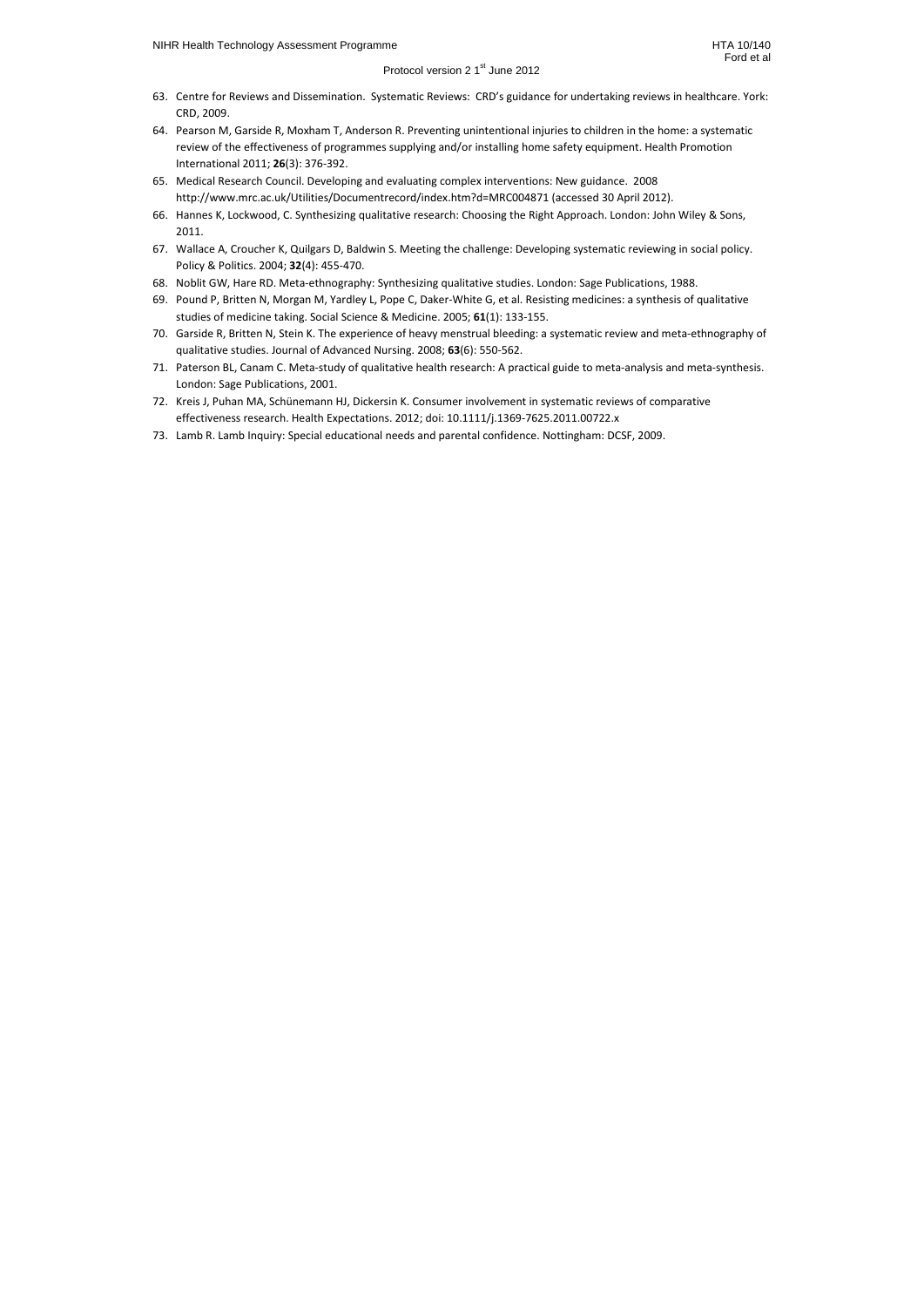63. Centre for Reviews and Dissemination. Systematic Reviews: CRD's guidance for undertaking reviews in healthcare. York: CRD, 2009.
64. Pearson M, Garside R, Moxham T, Anderson R. Preventing unintentional injuries to children in the home: a systematic review of the effectiveness of programmes supplying and/or installing home safety equipment. Health Promotion International 2011; **26**(3): 376-392.
65. Medical Research Council. Developing and evaluating complex interventions: New guidance. 2008 http://www.mrc.ac.uk/Utilities/Documentrecord/index.htm?d=MRC004871 (accessed 30 April 2012).
66. Hannes K, Lockwood, C. Synthesizing qualitative research: Choosing the Right Approach. London: John Wiley & Sons, 2011.
67. Wallace A, Croucher K, Quilgars D, Baldwin S. Meeting the challenge: Developing systematic reviewing in social policy. Policy & Politics. 2004; **32**(4): 455-470.
68. Noblit GW, Hare RD. Meta-ethnography: Synthesizing qualitative studies. London: Sage Publications, 1988.
69. Pound P, Britten N, Morgan M, Yardley L, Pope C, Daker-White G, et al. Resisting medicines: a synthesis of qualitative studies of medicine taking. Social Science & Medicine. 2005; **61**(1): 133-155.
70. Garside R, Britten N, Stein K. The experience of heavy menstrual bleeding: a systematic review and meta-ethnography of qualitative studies. Journal of Advanced Nursing. 2008; **63**(6): 550-562.
71. Paterson BL, Canam C. Meta-study of qualitative health research: A practical guide to meta-analysis and meta-synthesis. London: Sage Publications, 2001.
72. Kreis J, Puhan MA, Schünemann HJ, Dickersin K. Consumer involvement in systematic reviews of comparative effectiveness research. Health Expectations. 2012; doi: 10.1111/j.1369-7625.2011.00722.x
73. Lamb R. Lamb Inquiry: Special educational needs and parental confidence. Nottingham: DCSF, 2009.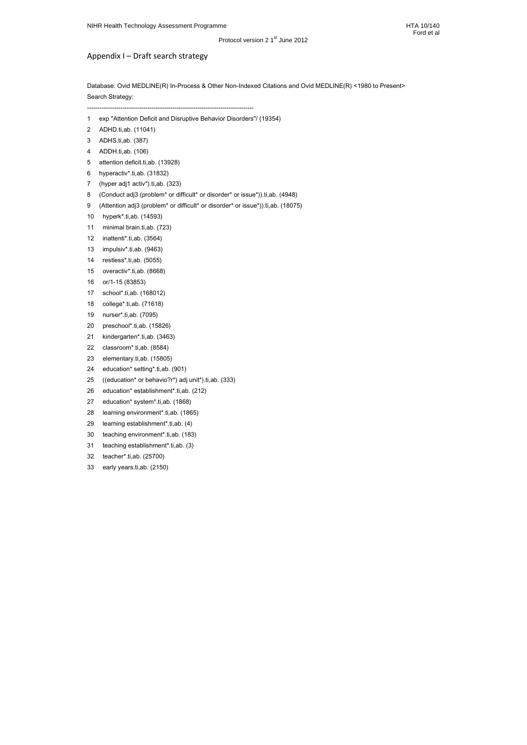## Appendix I – Draft search strategy

Database: Ovid MEDLINE(R) In-Process & Other Non-Indexed Citations and Ovid MEDLINE(R) <1980 to Present>
Search Strategy:

--------------------------------------------------------------------------------

1 exp "Attention Deficit and Disruptive Behavior Disorders"/ (19354)
2 ADHD.ti,ab. (11041)
3 ADHS.ti,ab. (387)
4 ADDH.ti,ab. (106)
5 attention deficit.ti,ab. (13928)
6 hyperactiv*.ti,ab. (31832)
7 (hyper adj1 activ*).ti,ab. (323)
8 (Conduct adj3 (problem* or difficult* or disorder* or issue*)).ti,ab. (4948)
9 (Attention adj3 (problem* or difficult* or disorder* or issue*)).ti,ab. (18075)
10 hyperk*.ti,ab. (14593)
11 minimal brain.ti,ab. (723)
12 inattenti*.ti,ab. (3564)
13 impulsiv*.ti,ab. (9463)
14 restless*.ti,ab. (5055)
15 overactiv*.ti,ab. (8668)
16 or/1-15 (83853)
17 school*.ti,ab. (168012)
18 college*.ti,ab. (71618)
19 nurser*.ti,ab. (7095)
20 preschool*.ti,ab. (15826)
21 kindergarten*.ti,ab. (3463)
22 classroom*.ti,ab. (8584)
23 elementary.ti,ab. (15805)
24 education* setting*.ti,ab. (901)
25 ((education* or behavio?r*) adj unit*).ti,ab. (333)
26 education* establishment*.ti,ab. (212)
27 education* system*.ti,ab. (1868)
28 learning environment*.ti,ab. (1865)
29 learning establishment*.ti,ab. (4)
30 teaching environment*.ti,ab. (183)
31 teaching establishment*.ti,ab. (3)
32 teacher*.ti,ab. (25700)
33 early years.ti,ab. (2150)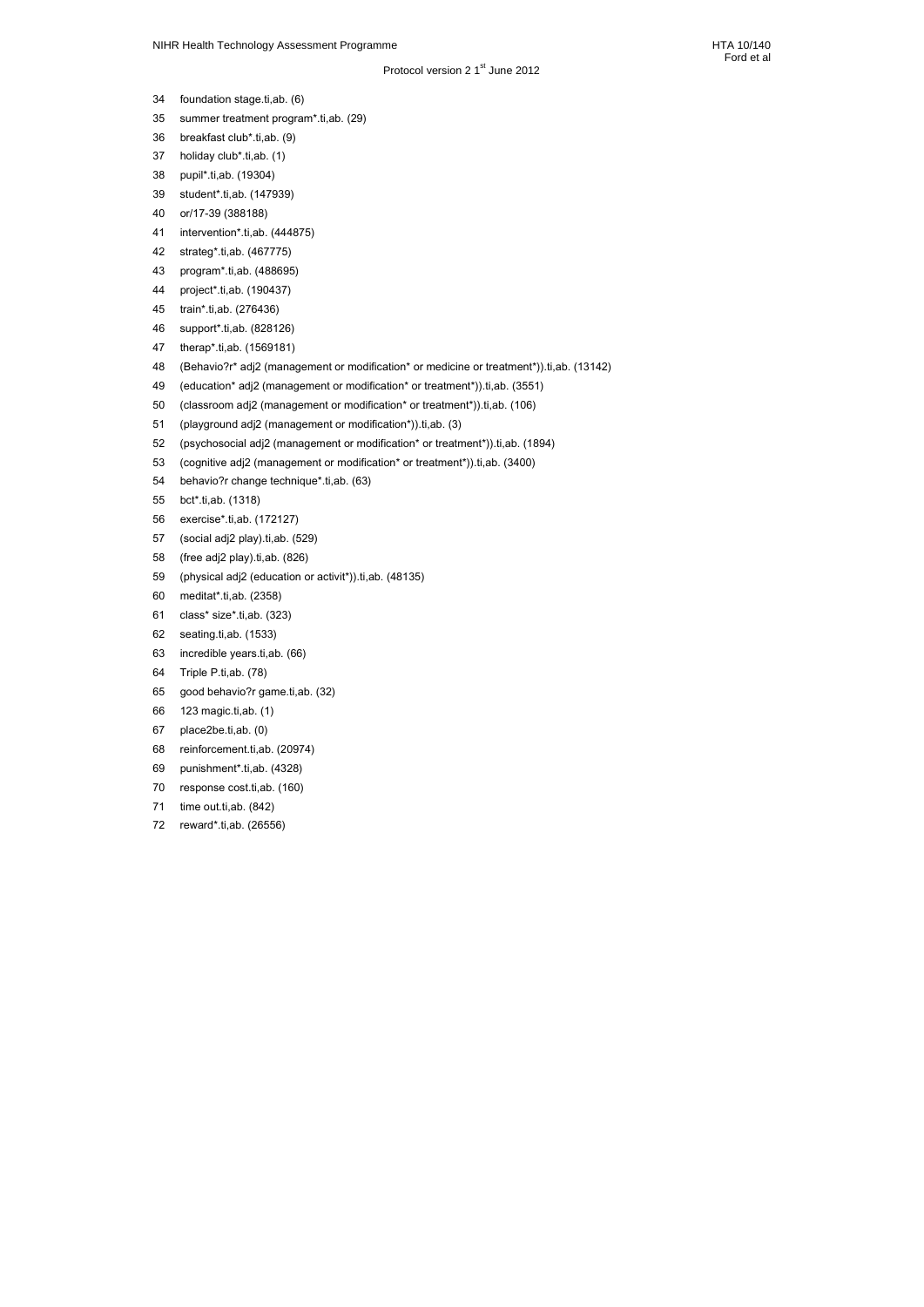34 foundation stage.ti,ab. (6)
35 summer treatment program*.ti,ab. (29)
36 breakfast club*.ti,ab. (9)
37 holiday club*.ti,ab. (1)
38 pupil*.ti,ab. (19304)
39 student*.ti,ab. (147939)
40 or/17-39 (388188)
41 intervention*.ti,ab. (444875)
42 strateg*.ti,ab. (467775)
43 program*.ti,ab. (488695)
44 project*.ti,ab. (190437)
45 train*.ti,ab. (276436)
46 support*.ti,ab. (828126)
47 therap*.ti,ab. (1569181)
48 (Behavio?r* adj2 (management or modification* or medicine or treatment*)).ti,ab. (13142)
49 (education* adj2 (management or modification* or treatment*)).ti,ab. (3551)
50 (classroom adj2 (management or modification* or treatment*)).ti,ab. (106)
51 (playground adj2 (management or modification*)).ti,ab. (3)
52 (psychosocial adj2 (management or modification* or treatment*)).ti,ab. (1894)
53 (cognitive adj2 (management or modification* or treatment*)).ti,ab. (3400)
54 behavio?r change technique*.ti,ab. (63)
55 bct*.ti,ab. (1318)
56 exercise*.ti,ab. (172127)
57 (social adj2 play).ti,ab. (529)
58 (free adj2 play).ti,ab. (826)
59 (physical adj2 (education or activit*)).ti,ab. (48135)
60 meditat*.ti,ab. (2358)
61 class* size*.ti,ab. (323)
62 seating.ti,ab. (1533)
63 incredible years.ti,ab. (66)
64 Triple P.ti,ab. (78)
65 good behavio?r game.ti,ab. (32)
66 123 magic.ti,ab. (1)
67 place2be.ti,ab. (0)
68 reinforcement.ti,ab. (20974)
69 punishment*.ti,ab. (4328)
70 response cost.ti,ab. (160)
71 time out.ti,ab. (842)
72 reward*.ti,ab. (26556)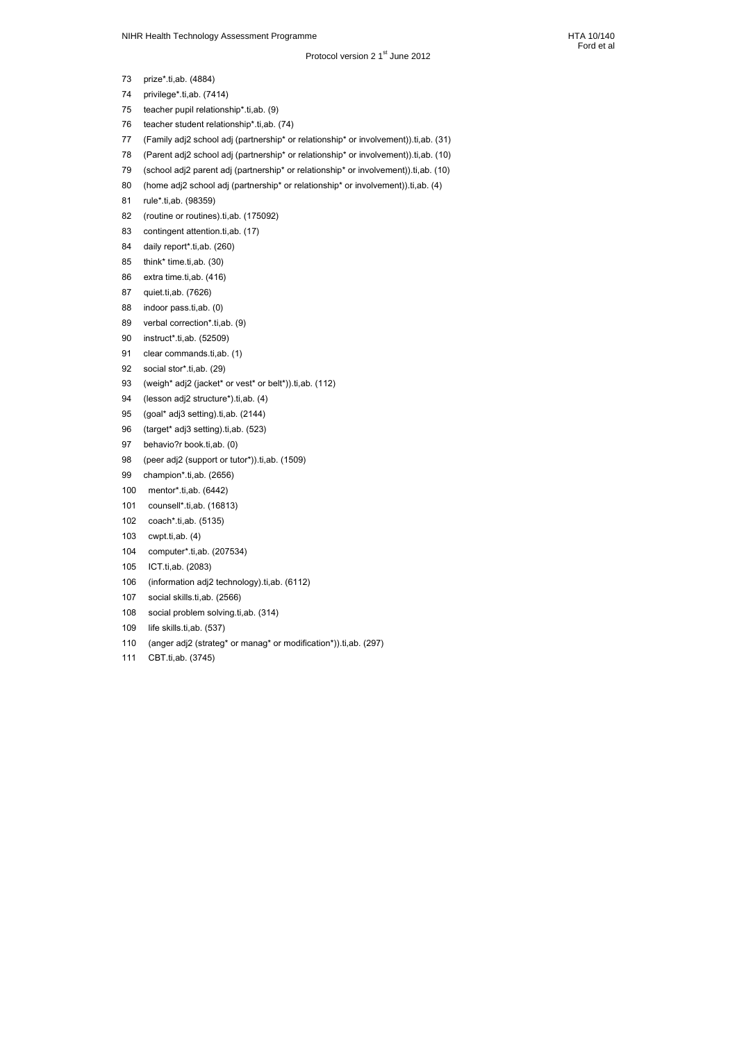73 prize*.ti,ab. (4884)
74 privilege*.ti,ab. (7414)
75 teacher pupil relationship*.ti,ab. (9)
76 teacher student relationship*.ti,ab. (74)
77 (Family adj2 school adj (partnership* or relationship* or involvement)).ti,ab. (31)
78 (Parent adj2 school adj (partnership* or relationship* or involvement)).ti,ab. (10)
79 (school adj2 parent adj (partnership* or relationship* or involvement)).ti,ab. (10)
80 (home adj2 school adj (partnership* or relationship* or involvement)).ti,ab. (4)
81 rule*.ti,ab. (98359)
82 (routine or routines).ti,ab. (175092)
83 contingent attention.ti,ab. (17)
84 daily report*.ti,ab. (260)
85 think* time.ti,ab. (30)
86 extra time.ti,ab. (416)
87 quiet.ti,ab. (7626)
88 indoor pass.ti,ab. (0)
89 verbal correction*.ti,ab. (9)
90 instruct*.ti,ab. (52509)
91 clear commands.ti,ab. (1)
92 social stor*.ti,ab. (29)
93 (weigh* adj2 (jacket* or vest* or belt*)).ti,ab. (112)
94 (lesson adj2 structure*).ti,ab. (4)
95 (goal* adj3 setting).ti,ab. (2144)
96 (target* adj3 setting).ti,ab. (523)
97 behavio?r book.ti,ab. (0)
98 (peer adj2 (support or tutor*)).ti,ab. (1509)
99 champion*.ti,ab. (2656)
100 mentor*.ti,ab. (6442)
101 counsell*.ti,ab. (16813)
102 coach*.ti,ab. (5135)
103 cwpt.ti,ab. (4)
104 computer*.ti,ab. (207534)
105 ICT.ti,ab. (2083)
106 (information adj2 technology).ti,ab. (6112)
107 social skills.ti,ab. (2566)
108 social problem solving.ti,ab. (314)
109 life skills.ti,ab. (537)
110 (anger adj2 (strateg* or manag* or modification*)).ti,ab. (297)
111 CBT.ti,ab. (3745)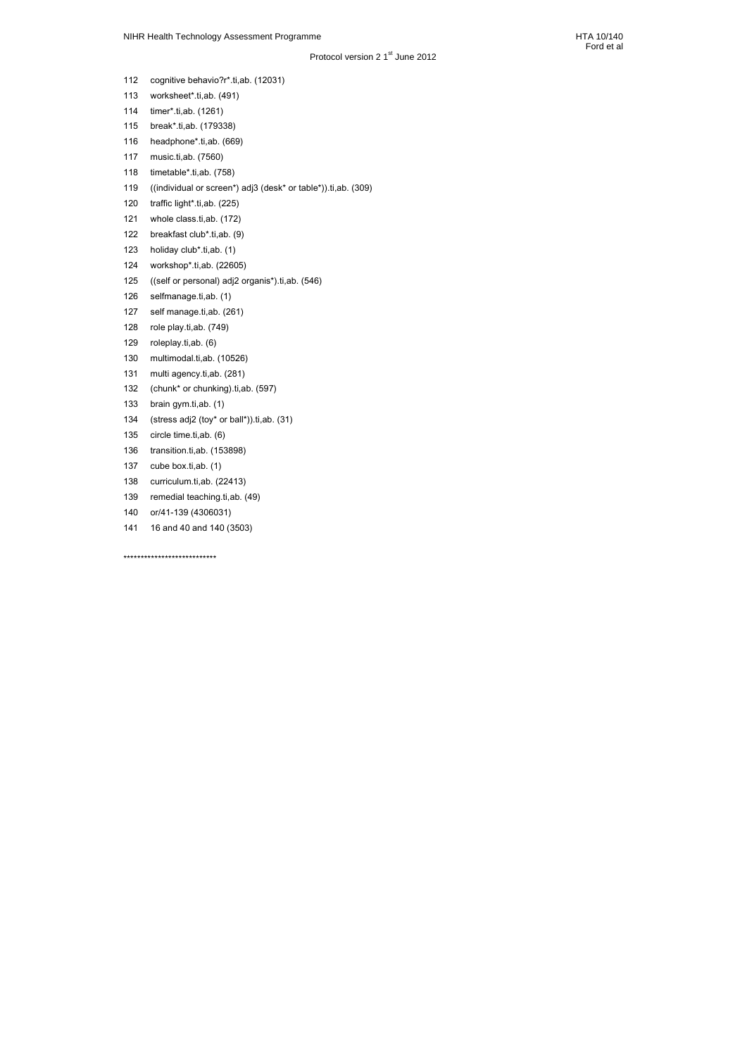112 cognitive behavio?r*.ti,ab. (12031)

113 worksheet*.ti,ab. (491)

114 timer*.ti,ab. (1261)

115 break*.ti,ab. (179338)

116 headphone*.ti,ab. (669)

117 music.ti,ab. (7560)

118 timetable*.ti,ab. (758)

119 ((individual or screen*) adj3 (desk* or table*)).ti,ab. (309)

120 traffic light*.ti,ab. (225)

121 whole class.ti,ab. (172)

122 breakfast club*.ti,ab. (9)

123 holiday club*.ti,ab. (1)

124 workshop*.ti,ab. (22605)

125 ((self or personal) adj2 organis*).ti,ab. (546)

126 selfmanage.ti,ab. (1)

127 self manage.ti,ab. (261)

128 role play.ti,ab. (749)

129 roleplay.ti,ab. (6)

130 multimodal.ti,ab. (10526)

131 multi agency.ti,ab. (281)

132 (chunk* or chunking).ti,ab. (597)

133 brain gym.ti,ab. (1)

134 (stress adj2 (toy* or ball*)).ti,ab. (31)

135 circle time.ti,ab. (6)

136 transition.ti,ab. (153898)

137 cube box.ti,ab. (1)

138 curriculum.ti,ab. (22413)

139 remedial teaching.ti,ab. (49)

140 or/41-139 (4306031)

141 16 and 40 and 140 (3503)

***************************